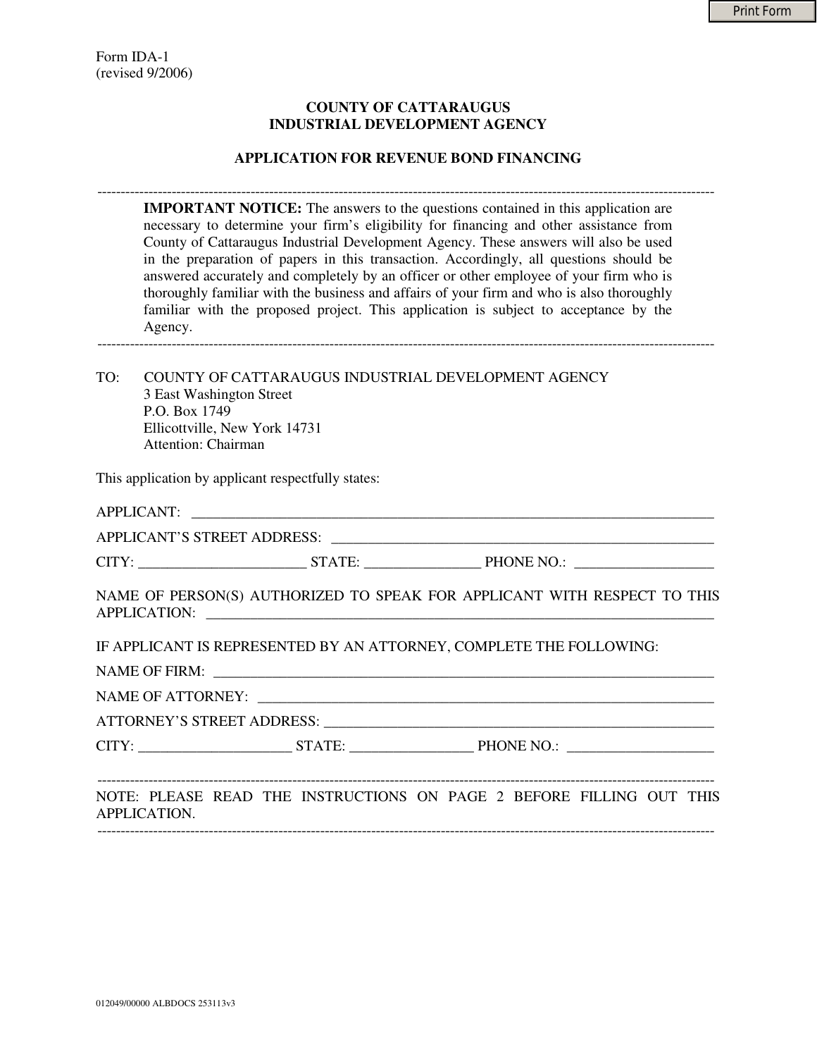Form IDA-1
(revised 9/2006)

# COUNTY OF CATTARAUGUS
# INDUSTRIAL DEVELOPMENT AGENCY

## APPLICATION FOR REVENUE BOND FINANCING

---

**IMPORTANT NOTICE:** The answers to the questions contained in this application are necessary to determine your firm's eligibility for financing and other assistance from County of Cattaraugus Industrial Development Agency. These answers will also be used in the preparation of papers in this transaction. Accordingly, all questions should be answered accurately and completely by an officer or other employee of your firm who is thoroughly familiar with the business and affairs of your firm and who is also thoroughly familiar with the proposed project. This application is subject to acceptance by the Agency.

---

TO: COUNTY OF CATTARAUGUS INDUSTRIAL DEVELOPMENT AGENCY
3 East Washington Street
P.O. Box 1749
Ellicottville, New York 14731
Attention: Chairman

This application by applicant respectfully states:

APPLICANT: ______________________________________________

APPLICANT'S STREET ADDRESS: ______________________________________________

CITY: ______________________ STATE: ________________ PHONE NO.: ___________________

NAME OF PERSON(S) AUTHORIZED TO SPEAK FOR APPLICANT WITH RESPECT TO THIS APPLICATION: ______________________________________________

IF APPLICANT IS REPRESENTED BY AN ATTORNEY, COMPLETE THE FOLLOWING:

NAME OF FIRM: ______________________________________________

NAME OF ATTORNEY: ______________________________________________

ATTORNEY'S STREET ADDRESS: ______________________________________________

CITY: _____________________ STATE: _________________ PHONE NO.: ____________________

---

NOTE: PLEASE READ THE INSTRUCTIONS ON PAGE 2 BEFORE FILLING OUT THIS APPLICATION.

---

012049/00000 ALBDOCS 253113v3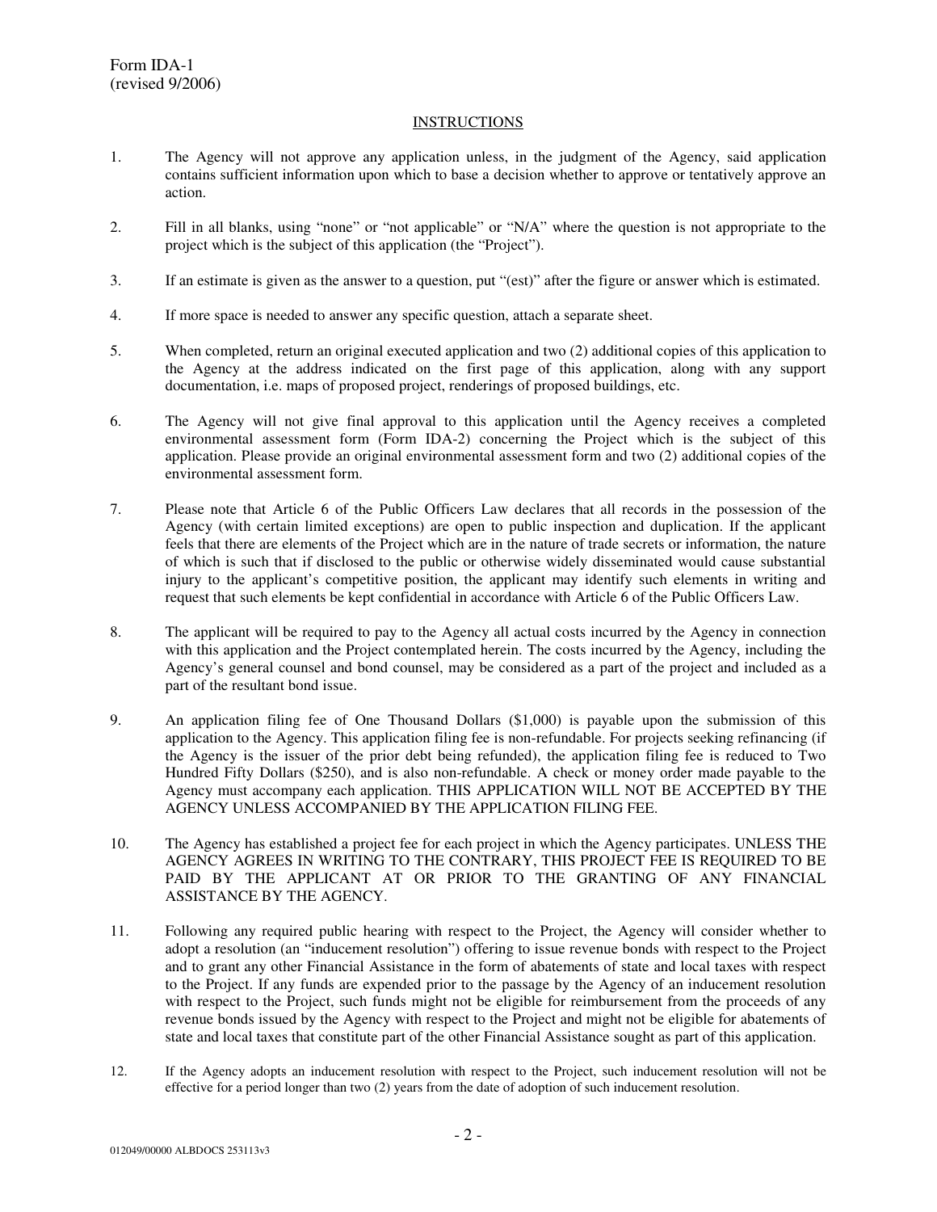Form IDA-1
(revised 9/2006)

## INSTRUCTIONS

1. The Agency will not approve any application unless, in the judgment of the Agency, said application contains sufficient information upon which to base a decision whether to approve or tentatively approve an action.

2. Fill in all blanks, using "none" or "not applicable" or "N/A" where the question is not appropriate to the project which is the subject of this application (the "Project").

3. If an estimate is given as the answer to a question, put "(est)" after the figure or answer which is estimated.

4. If more space is needed to answer any specific question, attach a separate sheet.

5. When completed, return an original executed application and two (2) additional copies of this application to the Agency at the address indicated on the first page of this application, along with any support documentation, i.e. maps of proposed project, renderings of proposed buildings, etc.

6. The Agency will not give final approval to this application until the Agency receives a completed environmental assessment form (Form IDA-2) concerning the Project which is the subject of this application. Please provide an original environmental assessment form and two (2) additional copies of the environmental assessment form.

7. Please note that Article 6 of the Public Officers Law declares that all records in the possession of the Agency (with certain limited exceptions) are open to public inspection and duplication. If the applicant feels that there are elements of the Project which are in the nature of trade secrets or information, the nature of which is such that if disclosed to the public or otherwise widely disseminated would cause substantial injury to the applicant's competitive position, the applicant may identify such elements in writing and request that such elements be kept confidential in accordance with Article 6 of the Public Officers Law.

8. The applicant will be required to pay to the Agency all actual costs incurred by the Agency in connection with this application and the Project contemplated herein. The costs incurred by the Agency, including the Agency's general counsel and bond counsel, may be considered as a part of the project and included as a part of the resultant bond issue.

9. An application filing fee of One Thousand Dollars ($1,000) is payable upon the submission of this application to the Agency. This application filing fee is non-refundable. For projects seeking refinancing (if the Agency is the issuer of the prior debt being refunded), the application filing fee is reduced to Two Hundred Fifty Dollars ($250), and is also non-refundable. A check or money order made payable to the Agency must accompany each application. THIS APPLICATION WILL NOT BE ACCEPTED BY THE AGENCY UNLESS ACCOMPANIED BY THE APPLICATION FILING FEE.

10. The Agency has established a project fee for each project in which the Agency participates. UNLESS THE AGENCY AGREES IN WRITING TO THE CONTRARY, THIS PROJECT FEE IS REQUIRED TO BE PAID BY THE APPLICANT AT OR PRIOR TO THE GRANTING OF ANY FINANCIAL ASSISTANCE BY THE AGENCY.

11. Following any required public hearing with respect to the Project, the Agency will consider whether to adopt a resolution (an "inducement resolution") offering to issue revenue bonds with respect to the Project and to grant any other Financial Assistance in the form of abatements of state and local taxes with respect to the Project. If any funds are expended prior to the passage by the Agency of an inducement resolution with respect to the Project, such funds might not be eligible for reimbursement from the proceeds of any revenue bonds issued by the Agency with respect to the Project and might not be eligible for abatements of state and local taxes that constitute part of the other Financial Assistance sought as part of this application.

12. If the Agency adopts an inducement resolution with respect to the Project, such inducement resolution will not be effective for a period longer than two (2) years from the date of adoption of such inducement resolution.

012049/00000 ALBDOCS 253113v3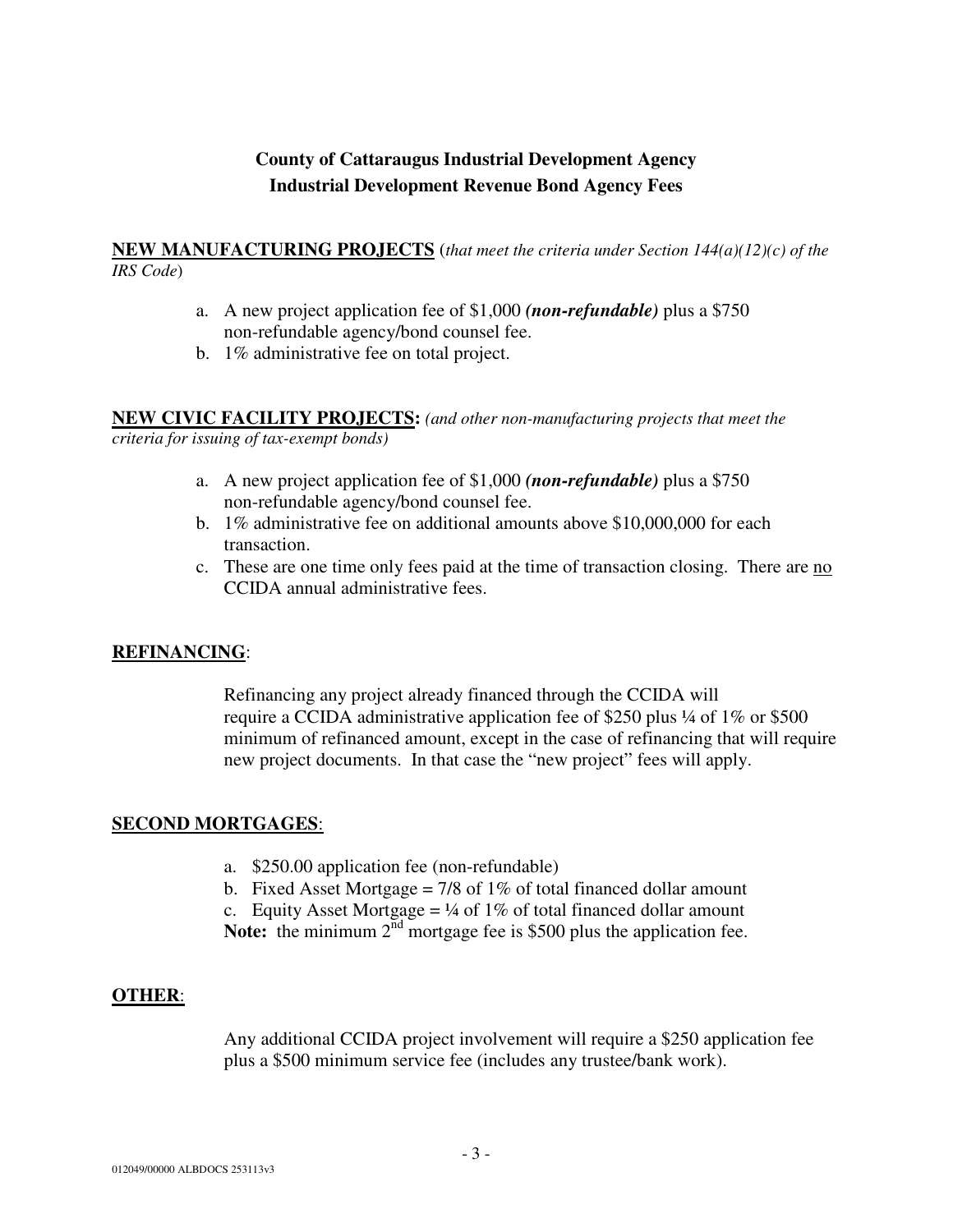**County of Cattaraugus Industrial Development Agency**
**Industrial Development Revenue Bond Agency Fees**

**NEW MANUFACTURING PROJECTS** (*that meet the criteria under Section 144(a)(12)(c) of the IRS Code*)

a. A new project application fee of $1,000 ***(non-refundable)*** plus a $750 non-refundable agency/bond counsel fee.
b. 1% administrative fee on total project.

**NEW CIVIC FACILITY PROJECTS:** *(and other non-manufacturing projects that meet the criteria for issuing of tax-exempt bonds)*

a. A new project application fee of $1,000 ***(non-refundable)*** plus a $750 non-refundable agency/bond counsel fee.
b. 1% administrative fee on additional amounts above $10,000,000 for each transaction.
c. These are one time only fees paid at the time of transaction closing. There are <u>no</u> CCIDA annual administrative fees.

**REFINANCING**:

Refinancing any project already financed through the CCIDA will require a CCIDA administrative application fee of $250 plus ¼ of 1% or $500 minimum of refinanced amount, except in the case of refinancing that will require new project documents. In that case the "new project" fees will apply.

**SECOND MORTGAGES**:

a. $250.00 application fee (non-refundable)
b. Fixed Asset Mortgage = 7/8 of 1% of total financed dollar amount
c. Equity Asset Mortgage = ¼ of 1% of total financed dollar amount

**Note:** the minimum 2nd mortgage fee is $500 plus the application fee.

**OTHER**:

Any additional CCIDA project involvement will require a $250 application fee plus a $500 minimum service fee (includes any trustee/bank work).

012049/00000 ALBDOCS 253113v3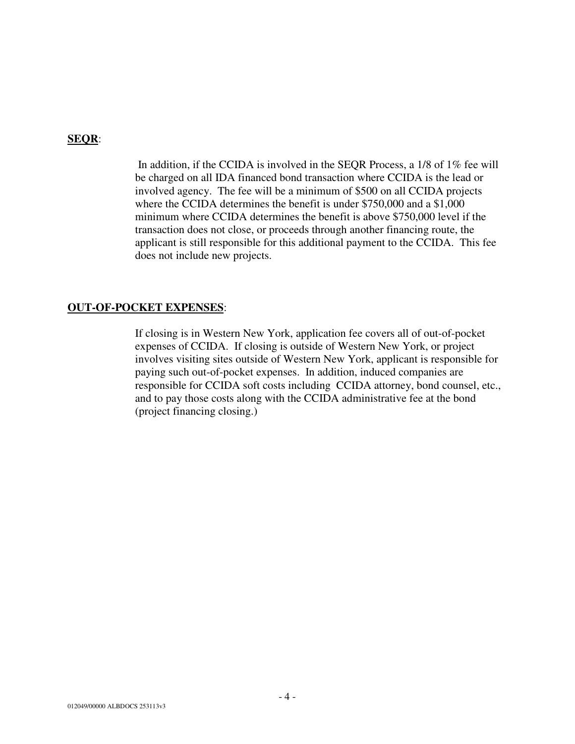**<u>SEQR</u>**:

In addition, if the CCIDA is involved in the SEQR Process, a 1/8 of 1% fee will be charged on all IDA financed bond transaction where CCIDA is the lead or involved agency. The fee will be a minimum of $500 on all CCIDA projects where the CCIDA determines the benefit is under $750,000 and a $1,000 minimum where CCIDA determines the benefit is above $750,000 level if the transaction does not close, or proceeds through another financing route, the applicant is still responsible for this additional payment to the CCIDA. This fee does not include new projects.

**<u>OUT-OF-POCKET EXPENSES</u>**:

If closing is in Western New York, application fee covers all of out-of-pocket expenses of CCIDA. If closing is outside of Western New York, or project involves visiting sites outside of Western New York, applicant is responsible for paying such out-of-pocket expenses. In addition, induced companies are responsible for CCIDA soft costs including CCIDA attorney, bond counsel, etc., and to pay those costs along with the CCIDA administrative fee at the bond (project financing closing.)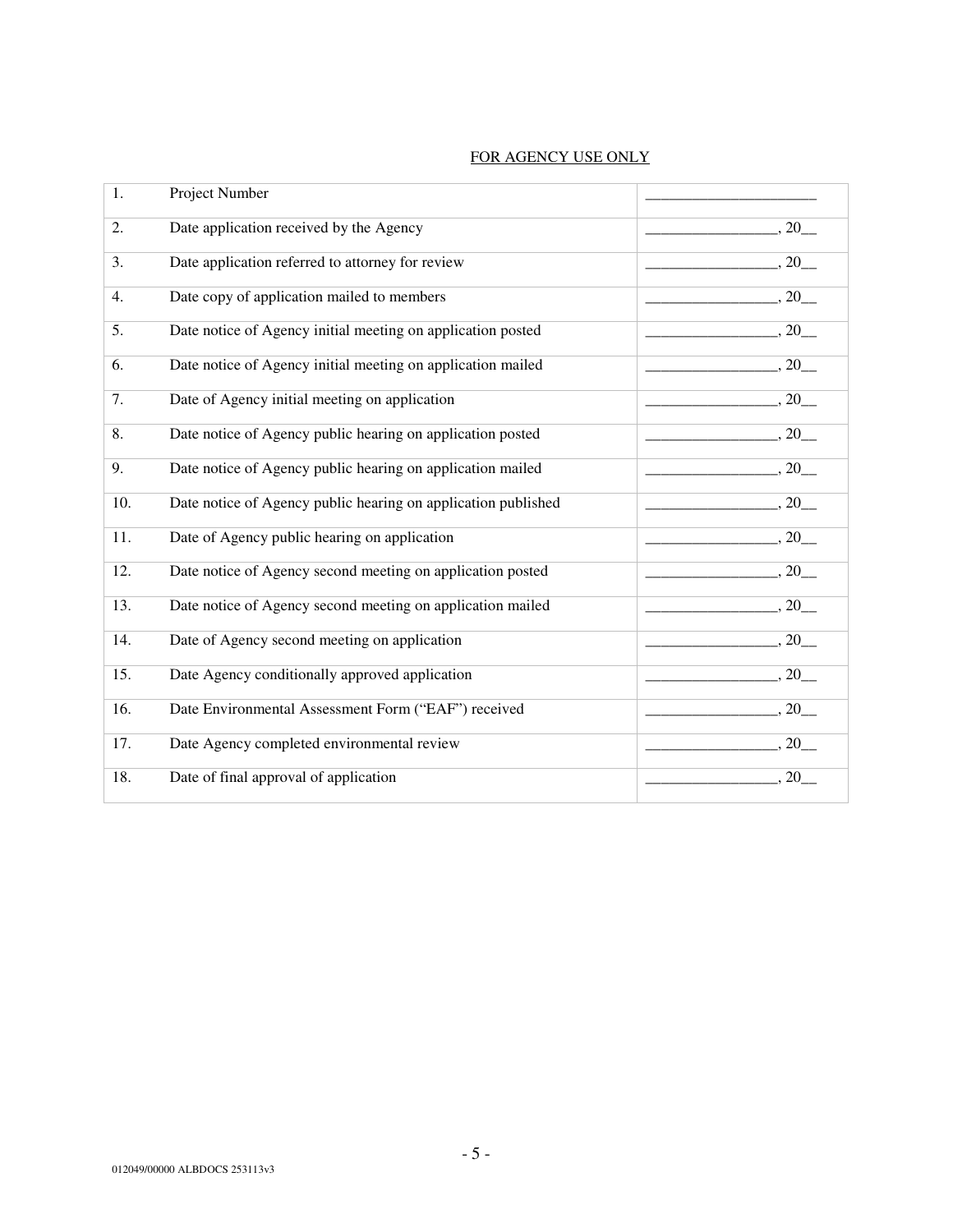FOR AGENCY USE ONLY

| | | |
|---|---|---|
| 1. | Project Number | ______________________ |
| 2. | Date application received by the Agency | _________________, 20__ |
| 3. | Date application referred to attorney for review | _________________, 20__ |
| 4. | Date copy of application mailed to members | _________________, 20__ |
| 5. | Date notice of Agency initial meeting on application posted | _________________, 20__ |
| 6. | Date notice of Agency initial meeting on application mailed | _________________, 20__ |
| 7. | Date of Agency initial meeting on application | _________________, 20__ |
| 8. | Date notice of Agency public hearing on application posted | _________________, 20__ |
| 9. | Date notice of Agency public hearing on application mailed | _________________, 20__ |
| 10. | Date notice of Agency public hearing on application published | _________________, 20__ |
| 11. | Date of Agency public hearing on application | _________________, 20__ |
| 12. | Date notice of Agency second meeting on application posted | _________________, 20__ |
| 13. | Date notice of Agency second meeting on application mailed | _________________, 20__ |
| 14. | Date of Agency second meeting on application | _________________, 20__ |
| 15. | Date Agency conditionally approved application | _________________, 20__ |
| 16. | Date Environmental Assessment Form ("EAF") received | _________________, 20__ |
| 17. | Date Agency completed environmental review | _________________, 20__ |
| 18. | Date of final approval of application | _________________, 20__ |

012049/00000 ALBDOCS 253113v3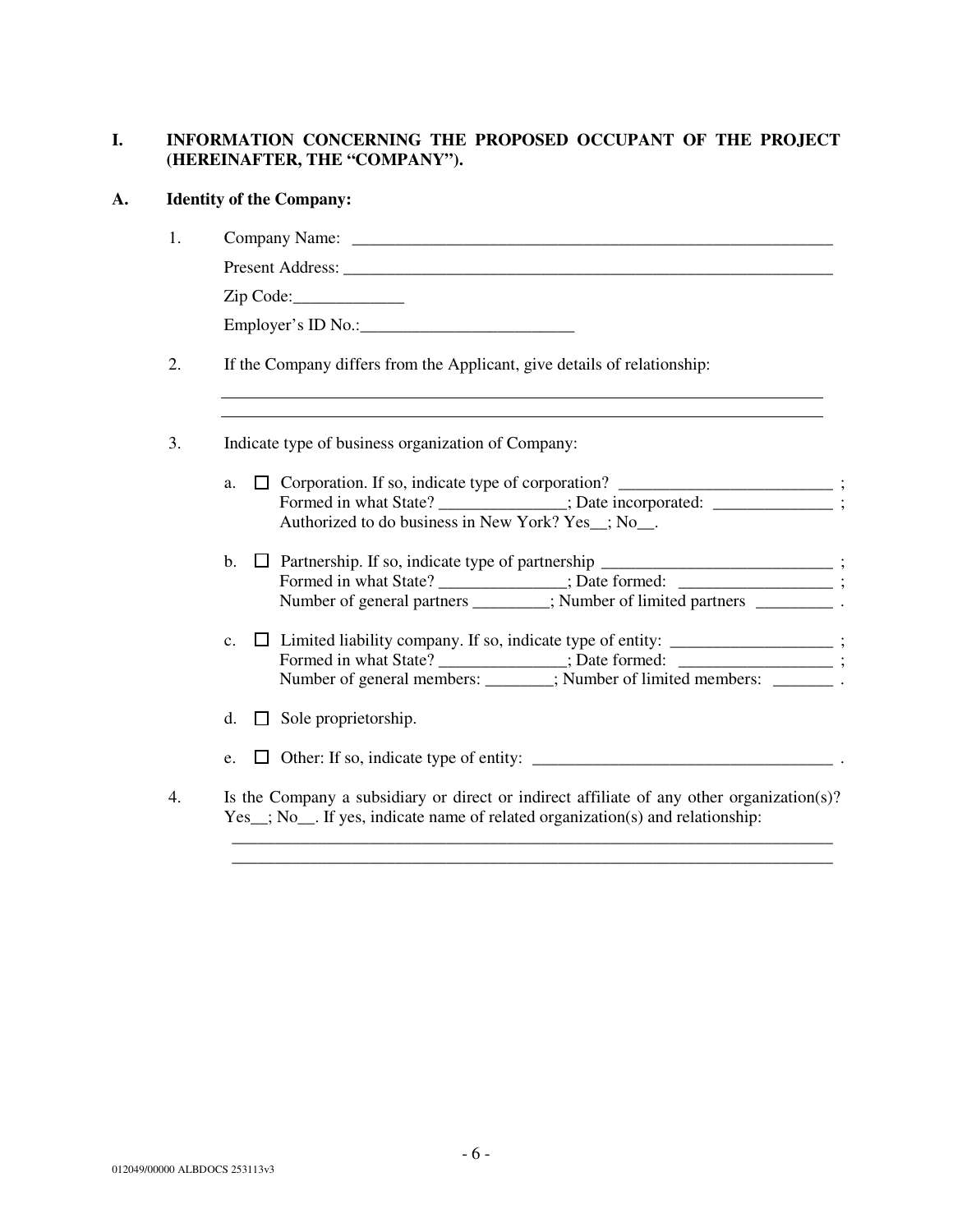## I. INFORMATION CONCERNING THE PROPOSED OCCUPANT OF THE PROJECT (HEREINAFTER, THE "COMPANY").

### A. Identity of the Company:

1. Company Name: ____________________________________________________________

   Present Address: ____________________________________________________________

   Zip Code:_____________

   Employer's ID No.:_________________________

2. If the Company differs from the Applicant, give details of relationship:

   ____________________________________________________________________________

   ____________________________________________________________________________

3. Indicate type of business organization of Company:

   a. ☐ Corporation. If so, indicate type of corporation? _________________________ ;
   Formed in what State? _______________; Date incorporated: ______________ ;
   Authorized to do business in New York? Yes__; No__.

   b. ☐ Partnership. If so, indicate type of partnership ___________________________ ;
   Formed in what State? _______________; Date formed: __________________ ;
   Number of general partners _________; Number of limited partners _________ .

   c. ☐ Limited liability company. If so, indicate type of entity: ___________________ ;
   Formed in what State? _______________; Date formed: __________________ ;
   Number of general members: ________; Number of limited members: _______ .

   d. ☐ Sole proprietorship.

   e. ☐ Other: If so, indicate type of entity: ____________________________________ .

4. Is the Company a subsidiary or direct or indirect affiliate of any other organization(s)? Yes__; No__. If yes, indicate name of related organization(s) and relationship:

   ____________________________________________________________________________

   ____________________________________________________________________________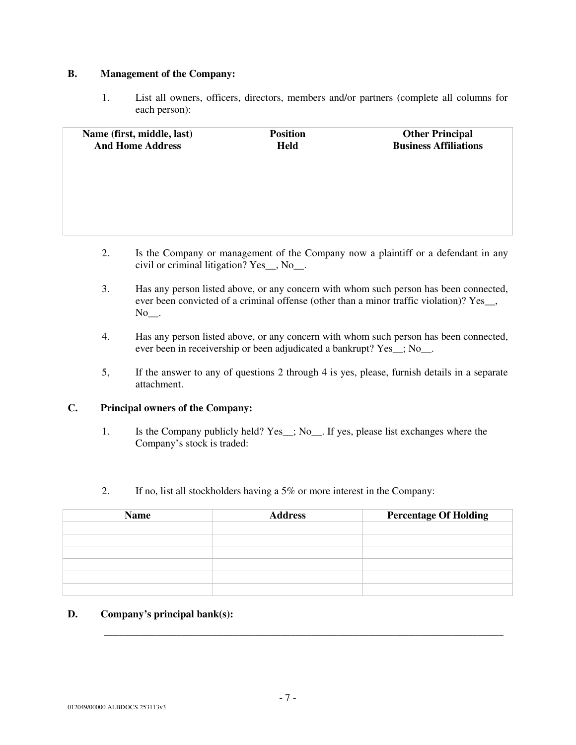**B. Management of the Company:**

1. List all owners, officers, directors, members and/or partners (complete all columns for each person):

| Name (first, middle, last) And Home Address | Position Held | Other Principal Business Affiliations |
|---|---|---|
| | | |

2. Is the Company or management of the Company now a plaintiff or a defendant in any civil or criminal litigation? Yes__, No__.

3. Has any person listed above, or any concern with whom such person has been connected, ever been convicted of a criminal offense (other than a minor traffic violation)? Yes__, No__.

4. Has any person listed above, or any concern with whom such person has been connected, ever been in receivership or been adjudicated a bankrupt? Yes__; No__.

5, If the answer to any of questions 2 through 4 is yes, please, furnish details in a separate attachment.

**C. Principal owners of the Company:**

1. Is the Company publicly held? Yes__; No__. If yes, please list exchanges where the Company's stock is traded:

2. If no, list all stockholders having a 5% or more interest in the Company:

| Name | Address | Percentage Of Holding |
|---|---|---|
| | | |
| | | |
| | | |
| | | |
| | | |
| | | |

**D. Company's principal bank(s):**

______________________________________________________________________________

012049/00000 ALBDOCS 253113v3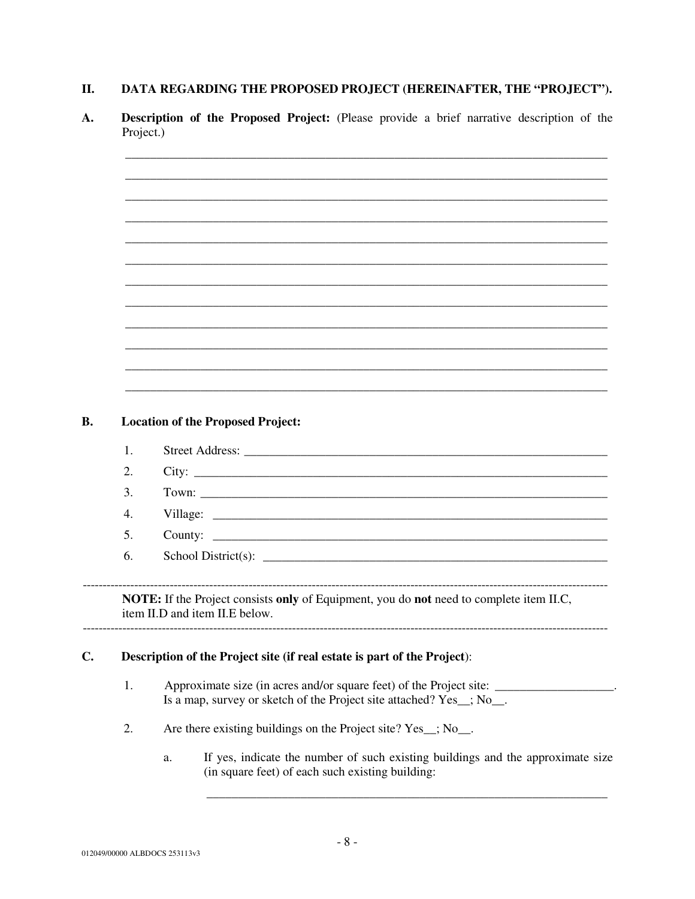## II. DATA REGARDING THE PROPOSED PROJECT (HEREINAFTER, THE "PROJECT").

**A. Description of the Proposed Project:** (Please provide a brief narrative description of the Project.)

______________________________________________________________________________
______________________________________________________________________________
______________________________________________________________________________
______________________________________________________________________________
______________________________________________________________________________
______________________________________________________________________________
______________________________________________________________________________
______________________________________________________________________________
______________________________________________________________________________
______________________________________________________________________________
______________________________________________________________________________
______________________________________________________________________________

**B. Location of the Proposed Project:**

1. Street Address: ________________________________________________________
2. City: ______________________________________________________________
3. Town: _____________________________________________________________
4. Village: ___________________________________________________________
5. County: ___________________________________________________________
6. School District(s): ___________________________________________________

---

**NOTE:** If the Project consists **only** of Equipment, you do **not** need to complete item II.C, item II.D and item II.E below.

---

**C. Description of the Project site (if real estate is part of the Project)**:

1. Approximate size (in acres and/or square feet) of the Project site: ___________________.
   Is a map, survey or sketch of the Project site attached? Yes__; No__.

2. Are there existing buildings on the Project site? Yes__; No__.

   a. If yes, indicate the number of such existing buildings and the approximate size (in square feet) of each such existing building:

      ______________________________________________________________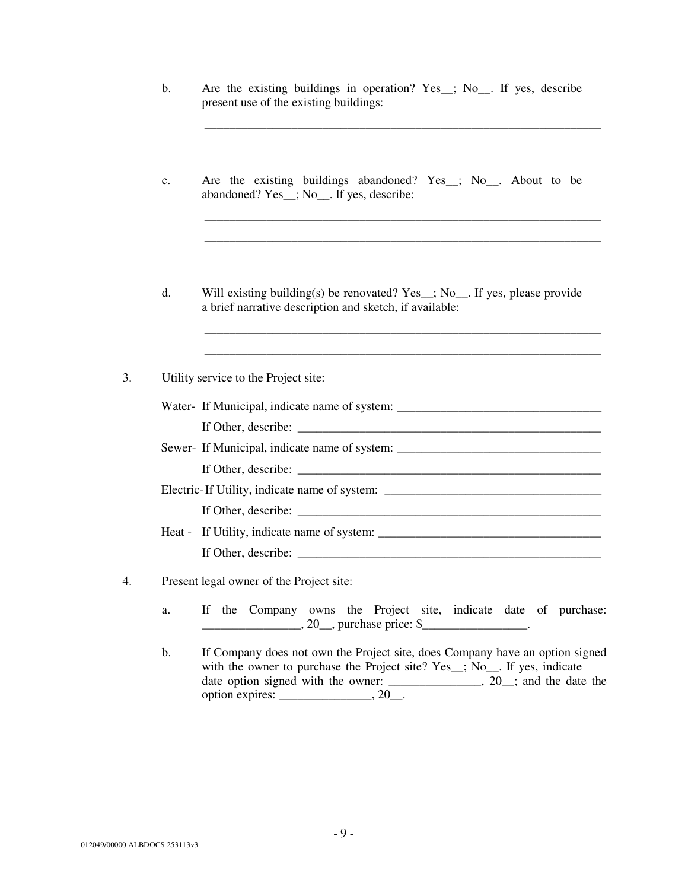b. Are the existing buildings in operation? Yes__; No__. If yes, describe present use of the existing buildings:

_____________________________________________________________________

c. Are the existing buildings abandoned? Yes__; No__. About to be abandoned? Yes__; No__. If yes, describe:

_____________________________________________________________________

_____________________________________________________________________

d. Will existing building(s) be renovated? Yes__; No__. If yes, please provide a brief narrative description and sketch, if available:

_____________________________________________________________________

_____________________________________________________________________

3. Utility service to the Project site:

Water- If Municipal, indicate name of system: _________________________________

If Other, describe: ____________________________________________________

Sewer- If Municipal, indicate name of system: _________________________________

If Other, describe: ____________________________________________________

Electric- If Utility, indicate name of system: ___________________________________

If Other, describe: ____________________________________________________

Heat - If Utility, indicate name of system: _____________________________________

If Other, describe: ____________________________________________________

4. Present legal owner of the Project site:

a. If the Company owns the Project site, indicate date of purchase: ________________, 20__, purchase price: $_________________.

b. If Company does not own the Project site, does Company have an option signed with the owner to purchase the Project site? Yes__; No__. If yes, indicate date option signed with the owner: _______________, 20__; and the date the option expires: _______________, 20__.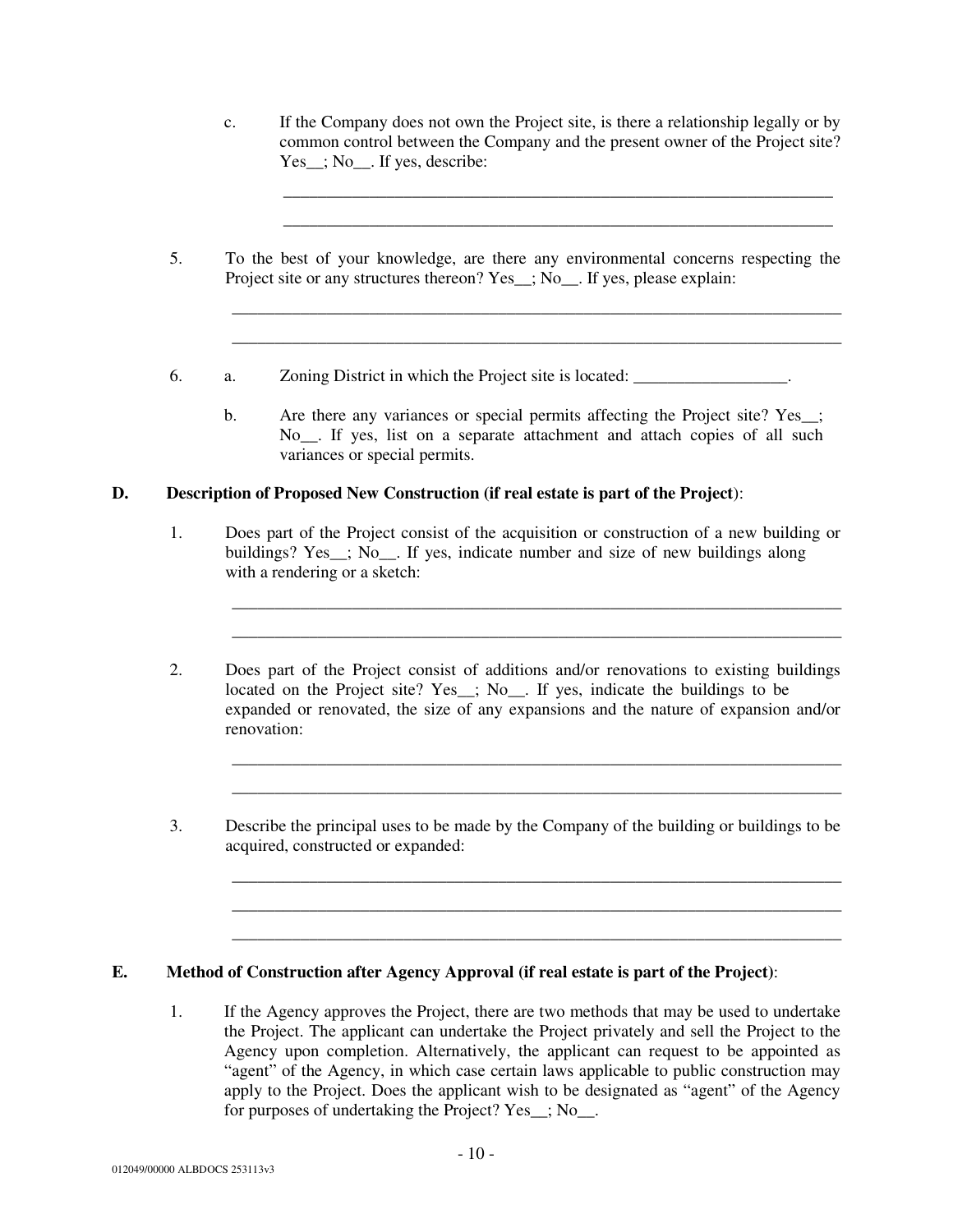c. If the Company does not own the Project site, is there a relationship legally or by common control between the Company and the present owner of the Project site? Yes__; No__. If yes, describe:

_____________________________________________________________________

_____________________________________________________________________

5. To the best of your knowledge, are there any environmental concerns respecting the Project site or any structures thereon? Yes__; No__. If yes, please explain:

_____________________________________________________________________

_____________________________________________________________________

6. a. Zoning District in which the Project site is located: __________________.

   b. Are there any variances or special permits affecting the Project site? Yes__; No__. If yes, list on a separate attachment and attach copies of all such variances or special permits.

**D. Description of Proposed New Construction (if real estate is part of the Project)**:

1. Does part of the Project consist of the acquisition or construction of a new building or buildings? Yes__; No__. If yes, indicate number and size of new buildings along with a rendering or a sketch:

_____________________________________________________________________

_____________________________________________________________________

2. Does part of the Project consist of additions and/or renovations to existing buildings located on the Project site? Yes__; No__. If yes, indicate the buildings to be expanded or renovated, the size of any expansions and the nature of expansion and/or renovation:

_____________________________________________________________________

_____________________________________________________________________

3. Describe the principal uses to be made by the Company of the building or buildings to be acquired, constructed or expanded:

_____________________________________________________________________

_____________________________________________________________________

_____________________________________________________________________

**E. Method of Construction after Agency Approval (if real estate is part of the Project)**:

1. If the Agency approves the Project, there are two methods that may be used to undertake the Project. The applicant can undertake the Project privately and sell the Project to the Agency upon completion. Alternatively, the applicant can request to be appointed as "agent" of the Agency, in which case certain laws applicable to public construction may apply to the Project. Does the applicant wish to be designated as "agent" of the Agency for purposes of undertaking the Project? Yes__; No__.

012049/00000 ALBDOCS 253113v3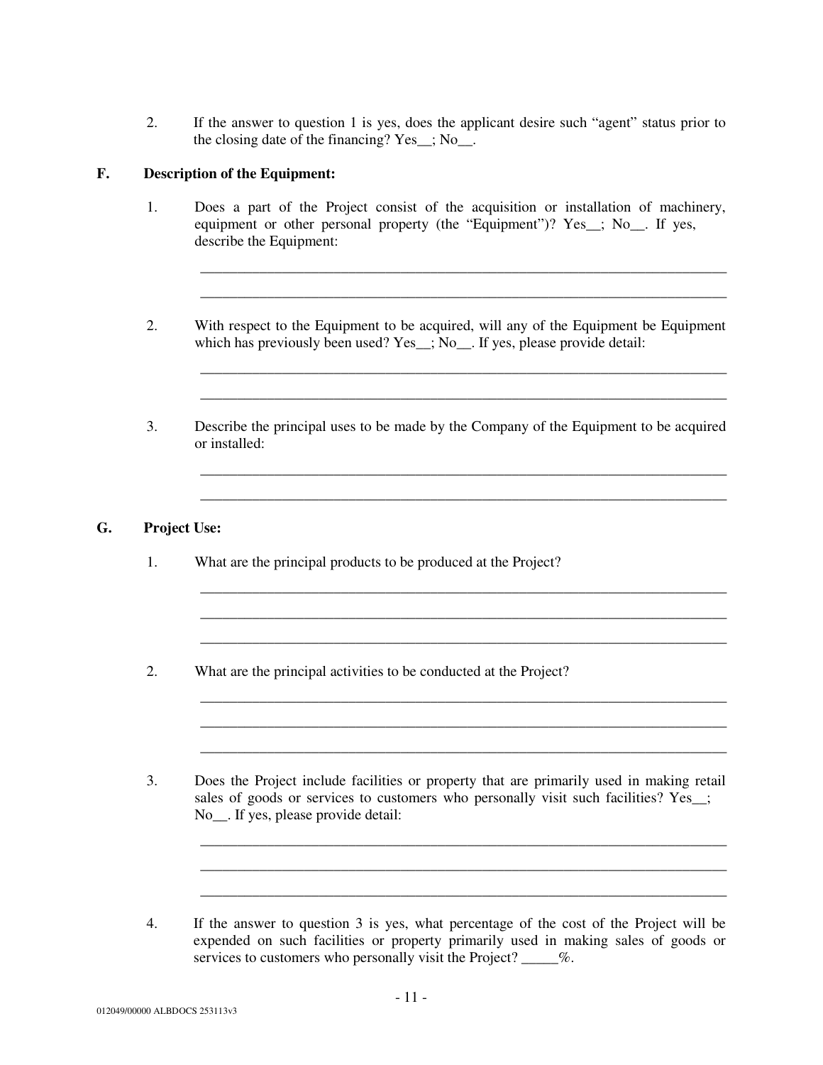2. If the answer to question 1 is yes, does the applicant desire such "agent" status prior to the closing date of the financing? Yes__; No__.

**F. Description of the Equipment:**

1. Does a part of the Project consist of the acquisition or installation of machinery, equipment or other personal property (the "Equipment")? Yes__; No__. If yes, describe the Equipment:

   ___________________________________________________________________________

   ___________________________________________________________________________

2. With respect to the Equipment to be acquired, will any of the Equipment be Equipment which has previously been used? Yes__; No__. If yes, please provide detail:

   ___________________________________________________________________________

   ___________________________________________________________________________

3. Describe the principal uses to be made by the Company of the Equipment to be acquired or installed:

   ___________________________________________________________________________

   ___________________________________________________________________________

**G. Project Use:**

1. What are the principal products to be produced at the Project?

   ___________________________________________________________________________

   ___________________________________________________________________________

   ___________________________________________________________________________

2. What are the principal activities to be conducted at the Project?

   ___________________________________________________________________________

   ___________________________________________________________________________

   ___________________________________________________________________________

3. Does the Project include facilities or property that are primarily used in making retail sales of goods or services to customers who personally visit such facilities? Yes__; No__. If yes, please provide detail:

   ___________________________________________________________________________

   ___________________________________________________________________________

   ___________________________________________________________________________

4. If the answer to question 3 is yes, what percentage of the cost of the Project will be expended on such facilities or property primarily used in making sales of goods or services to customers who personally visit the Project? _____%.

012049/00000 ALBDOCS 253113v3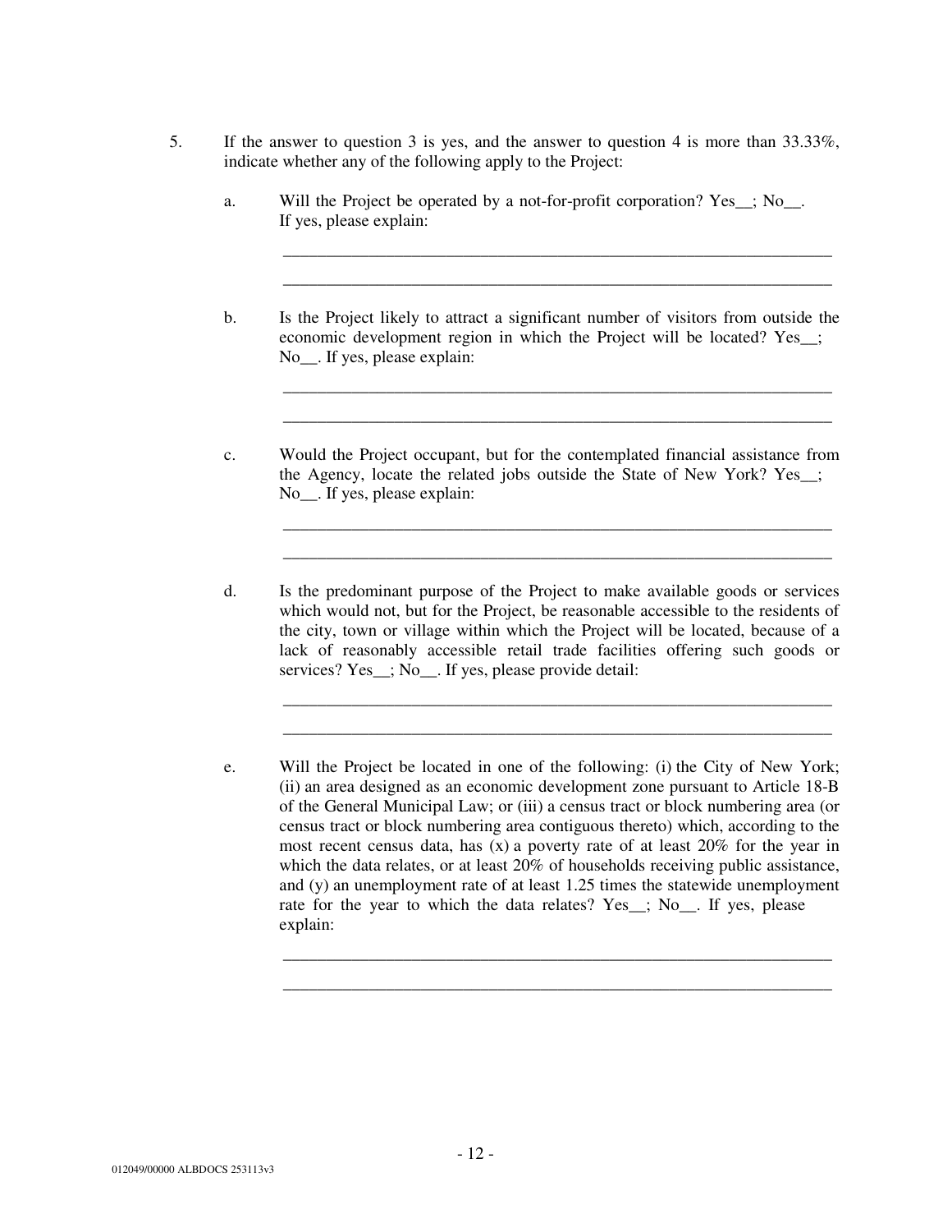5. If the answer to question 3 is yes, and the answer to question 4 is more than 33.33%, indicate whether any of the following apply to the Project:

   a. Will the Project be operated by a not-for-profit corporation? Yes__; No__. If yes, please explain:

      ___________________________________________________________________

      ___________________________________________________________________

   b. Is the Project likely to attract a significant number of visitors from outside the economic development region in which the Project will be located? Yes__; No__. If yes, please explain:

      ___________________________________________________________________

      ___________________________________________________________________

   c. Would the Project occupant, but for the contemplated financial assistance from the Agency, locate the related jobs outside the State of New York? Yes__; No__. If yes, please explain:

      ___________________________________________________________________

      ___________________________________________________________________

   d. Is the predominant purpose of the Project to make available goods or services which would not, but for the Project, be reasonable accessible to the residents of the city, town or village within which the Project will be located, because of a lack of reasonably accessible retail trade facilities offering such goods or services? Yes__; No__. If yes, please provide detail:

      ___________________________________________________________________

      ___________________________________________________________________

   e. Will the Project be located in one of the following: (i) the City of New York; (ii) an area designed as an economic development zone pursuant to Article 18-B of the General Municipal Law; or (iii) a census tract or block numbering area (or census tract or block numbering area contiguous thereto) which, according to the most recent census data, has (x) a poverty rate of at least 20% for the year in which the data relates, or at least 20% of households receiving public assistance, and (y) an unemployment rate of at least 1.25 times the statewide unemployment rate for the year to which the data relates? Yes__; No__. If yes, please explain:

      ___________________________________________________________________

      ___________________________________________________________________

012049/00000 ALBDOCS 253113v3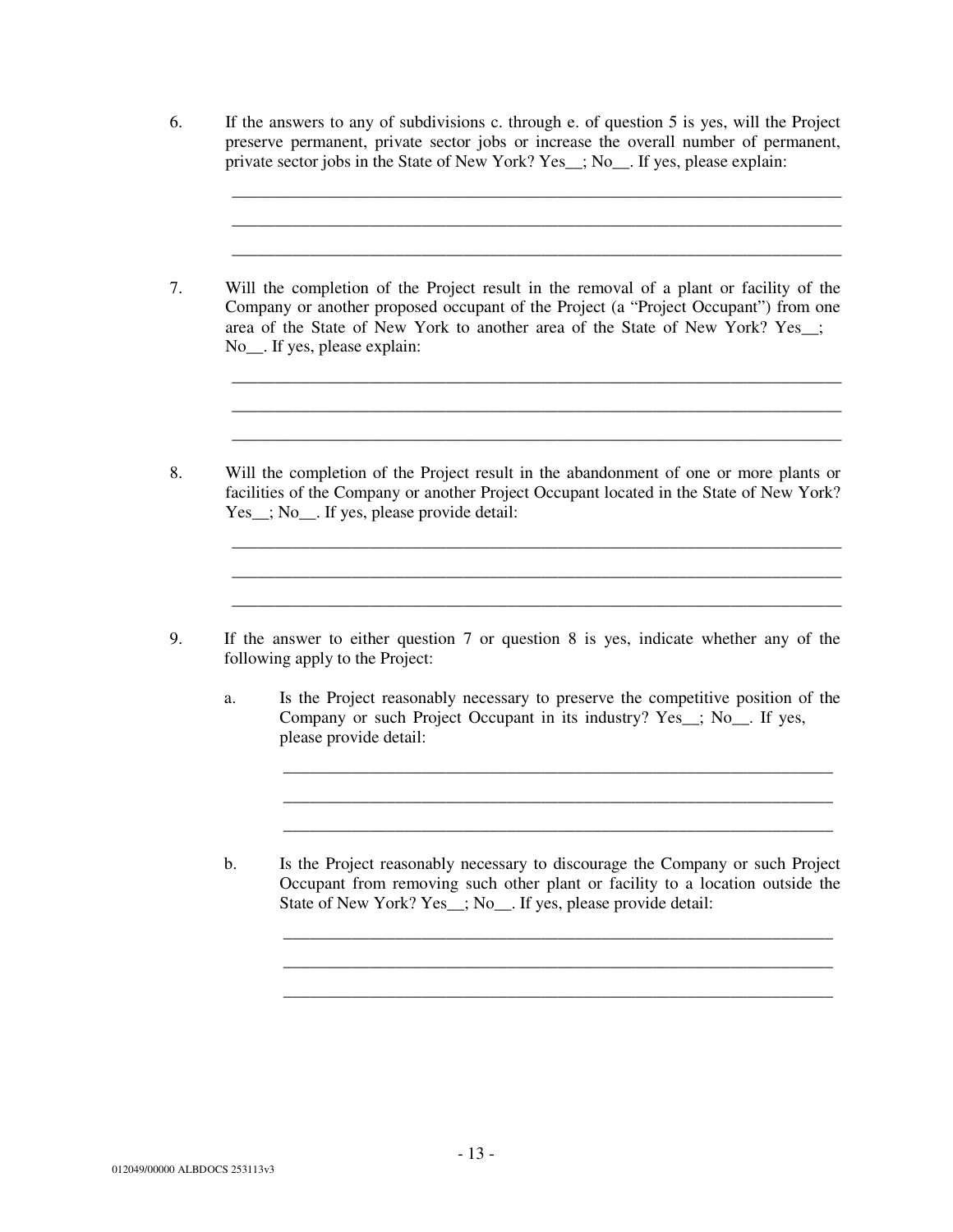6. If the answers to any of subdivisions c. through e. of question 5 is yes, will the Project preserve permanent, private sector jobs or increase the overall number of permanent, private sector jobs in the State of New York? Yes__; No__. If yes, please explain:

 ___________________________________________________________________________

 ___________________________________________________________________________

 ___________________________________________________________________________

7. Will the completion of the Project result in the removal of a plant or facility of the Company or another proposed occupant of the Project (a "Project Occupant") from one area of the State of New York to another area of the State of New York? Yes__; No__. If yes, please explain:

 ___________________________________________________________________________

 ___________________________________________________________________________

 ___________________________________________________________________________

8. Will the completion of the Project result in the abandonment of one or more plants or facilities of the Company or another Project Occupant located in the State of New York? Yes__; No__. If yes, please provide detail:

 ___________________________________________________________________________

 ___________________________________________________________________________

 ___________________________________________________________________________

9. If the answer to either question 7 or question 8 is yes, indicate whether any of the following apply to the Project:

 a. Is the Project reasonably necessary to preserve the competitive position of the Company or such Project Occupant in its industry? Yes__; No__. If yes, please provide detail:

 _____________________________________________________________________

 _____________________________________________________________________

 _____________________________________________________________________

 b. Is the Project reasonably necessary to discourage the Company or such Project Occupant from removing such other plant or facility to a location outside the State of New York? Yes__; No__. If yes, please provide detail:

 _____________________________________________________________________

 _____________________________________________________________________

 _____________________________________________________________________

012049/00000 ALBDOCS 253113v3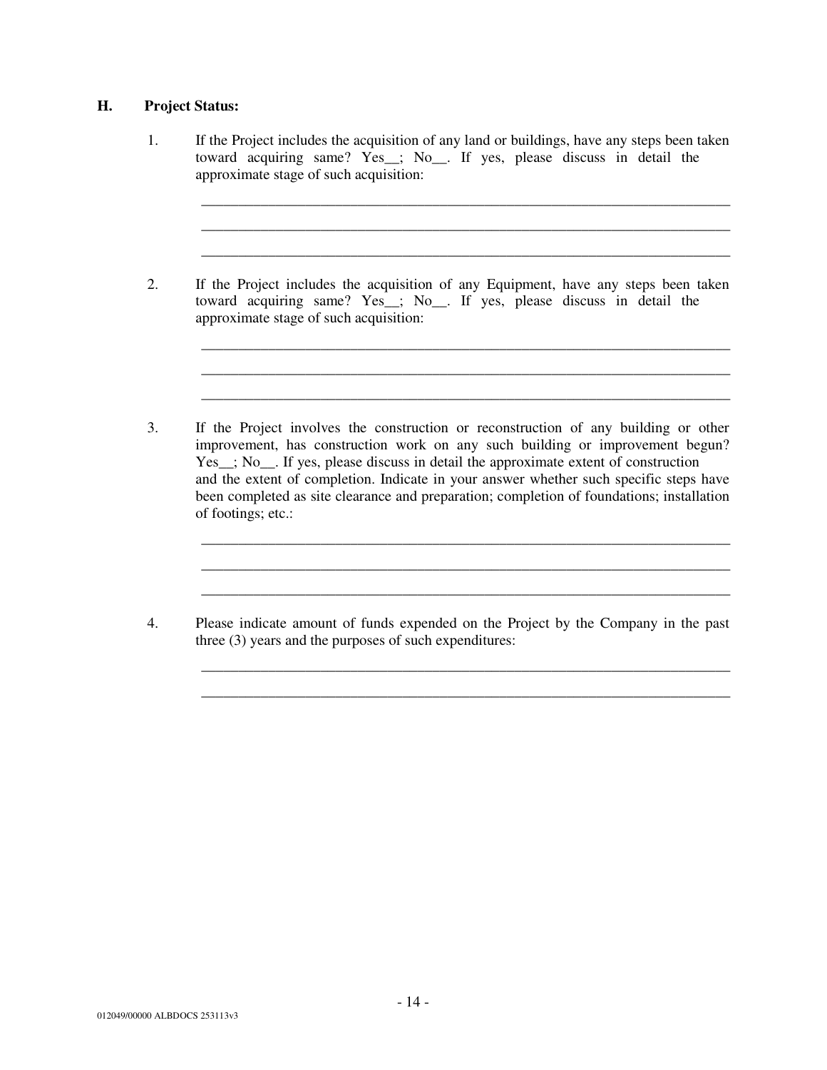**H. Project Status:**

1. If the Project includes the acquisition of any land or buildings, have any steps been taken toward acquiring same? Yes__; No__. If yes, please discuss in detail the approximate stage of such acquisition:

   ___________________________________________________________________________

   ___________________________________________________________________________

   ___________________________________________________________________________

2. If the Project includes the acquisition of any Equipment, have any steps been taken toward acquiring same? Yes__; No__. If yes, please discuss in detail the approximate stage of such acquisition:

   ___________________________________________________________________________

   ___________________________________________________________________________

   ___________________________________________________________________________

3. If the Project involves the construction or reconstruction of any building or other improvement, has construction work on any such building or improvement begun? Yes__; No__. If yes, please discuss in detail the approximate extent of construction and the extent of completion. Indicate in your answer whether such specific steps have been completed as site clearance and preparation; completion of foundations; installation of footings; etc.:

   ___________________________________________________________________________

   ___________________________________________________________________________

   ___________________________________________________________________________

4. Please indicate amount of funds expended on the Project by the Company in the past three (3) years and the purposes of such expenditures:

   ___________________________________________________________________________

   ___________________________________________________________________________

012049/00000 ALBDOCS 253113v3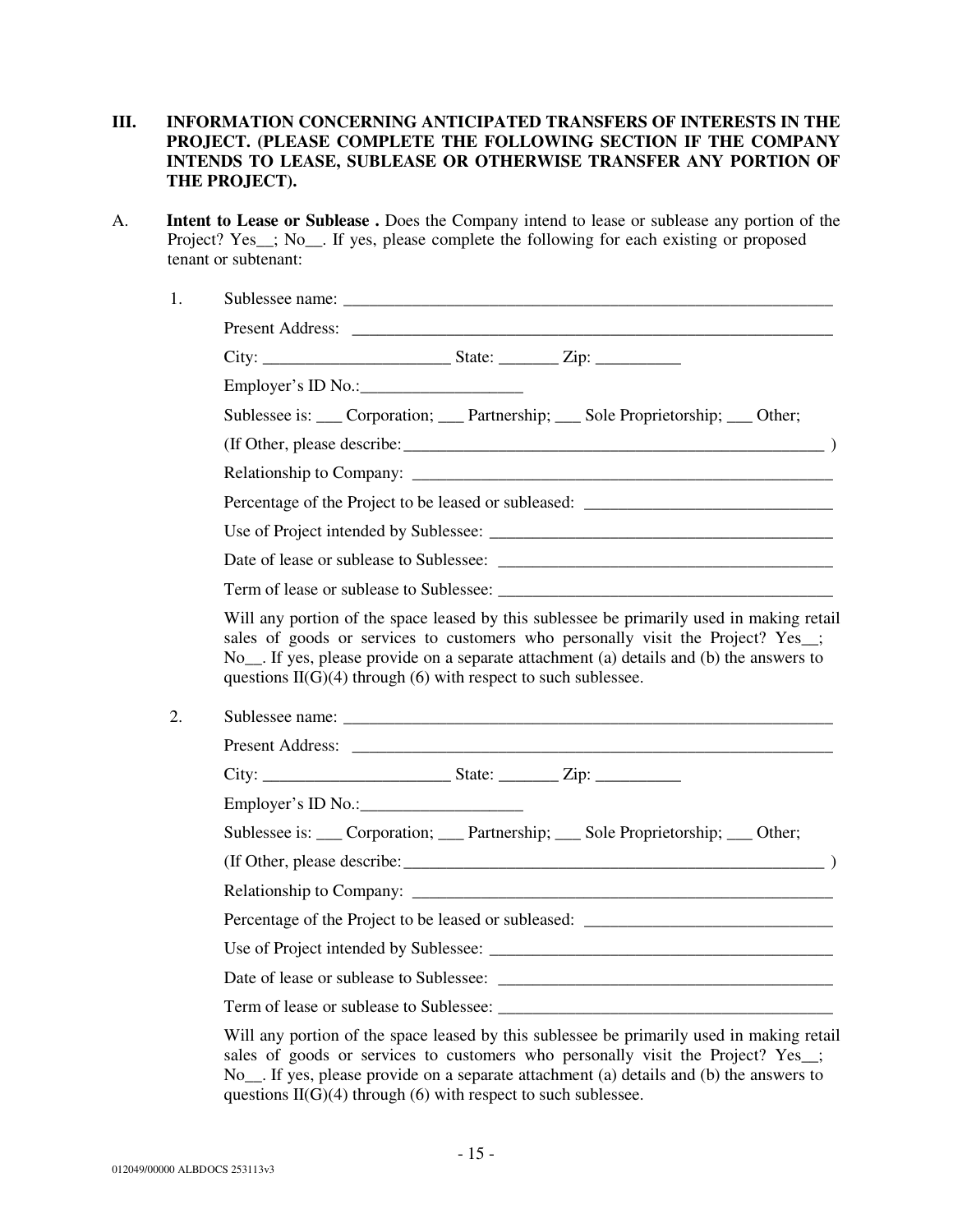**III. INFORMATION CONCERNING ANTICIPATED TRANSFERS OF INTERESTS IN THE PROJECT. (PLEASE COMPLETE THE FOLLOWING SECTION IF THE COMPANY INTENDS TO LEASE, SUBLEASE OR OTHERWISE TRANSFER ANY PORTION OF THE PROJECT).**

A. **Intent to Lease or Sublease .** Does the Company intend to lease or sublease any portion of the Project? Yes__; No__. If yes, please complete the following for each existing or proposed tenant or subtenant:

1. Sublessee name: ___________________________________________________________

   Present Address: ___________________________________________________________

   City: ______________________ State: _______ Zip: __________

   Employer's ID No.:___________________

   Sublessee is: ___ Corporation; ___ Partnership; ___ Sole Proprietorship; ___ Other;

   (If Other, please describe:____________________________________________________ )

   Relationship to Company: ___________________________________________________

   Percentage of the Project to be leased or subleased: ______________________________

   Use of Project intended by Sublessee: _________________________________________

   Date of lease or sublease to Sublessee: ________________________________________

   Term of lease or sublease to Sublessee: ________________________________________

   Will any portion of the space leased by this sublessee be primarily used in making retail sales of goods or services to customers who personally visit the Project? Yes__; No__. If yes, please provide on a separate attachment (a) details and (b) the answers to questions II(G)(4) through (6) with respect to such sublessee.

2. Sublessee name: ___________________________________________________________

   Present Address: ___________________________________________________________

   City: ______________________ State: _______ Zip: __________

   Employer's ID No.:___________________

   Sublessee is: ___ Corporation; ___ Partnership; ___ Sole Proprietorship; ___ Other;

   (If Other, please describe:____________________________________________________ )

   Relationship to Company: ___________________________________________________

   Percentage of the Project to be leased or subleased: ______________________________

   Use of Project intended by Sublessee: _________________________________________

   Date of lease or sublease to Sublessee: ________________________________________

   Term of lease or sublease to Sublessee: ________________________________________

   Will any portion of the space leased by this sublessee be primarily used in making retail sales of goods or services to customers who personally visit the Project? Yes__; No__. If yes, please provide on a separate attachment (a) details and (b) the answers to questions II(G)(4) through (6) with respect to such sublessee.

012049/00000 ALBDOCS 253113v3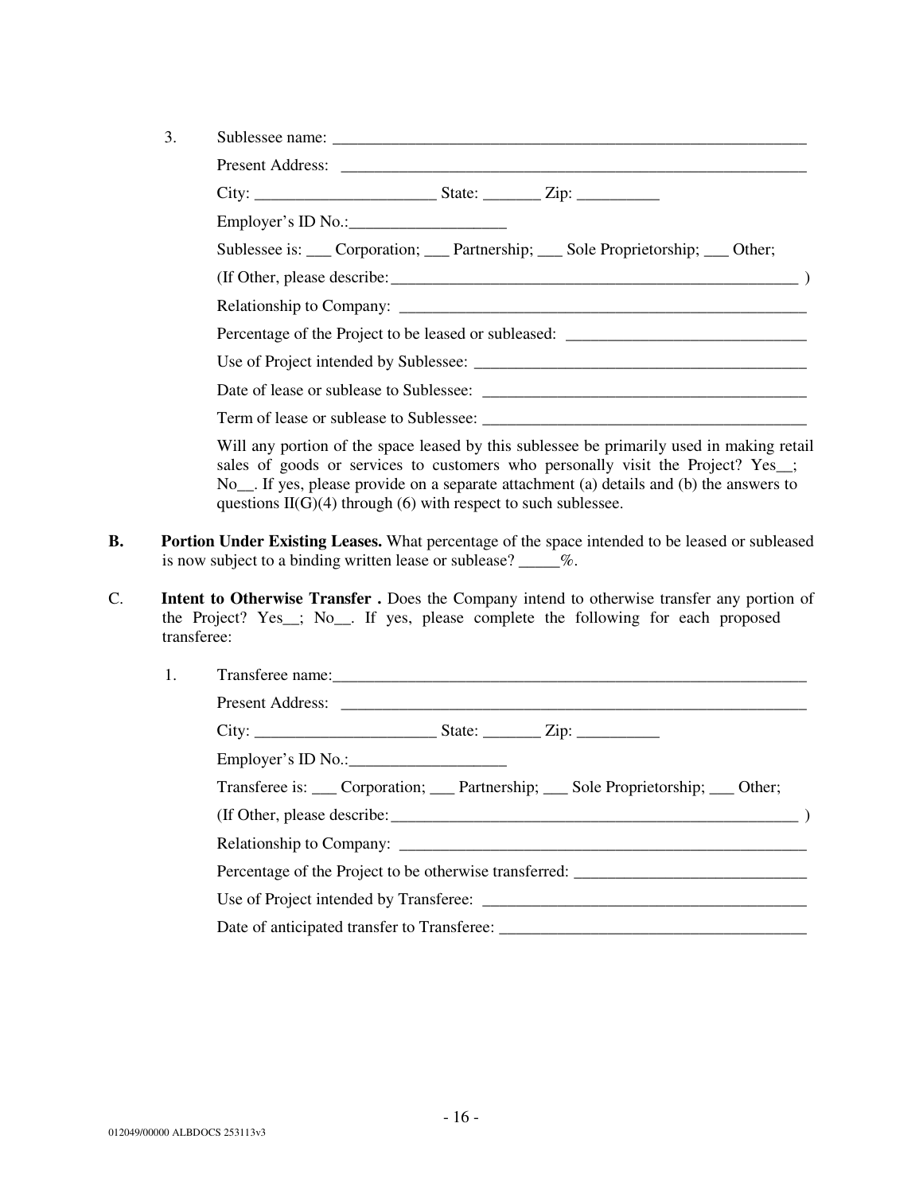3. Sublessee name: ____________________________________________________________

   Present Address: ___________________________________________________________

   City: ______________________ State: _______ Zip: __________

   Employer's ID No.:___________________

   Sublessee is: ___ Corporation; ___ Partnership; ___ Sole Proprietorship; ___ Other;

   (If Other, please describe:____________________________________________________ )

   Relationship to Company: ____________________________________________________

   Percentage of the Project to be leased or subleased: _____________________________

   Use of Project intended by Sublessee: _________________________________________

   Date of lease or sublease to Sublessee: ________________________________________

   Term of lease or sublease to Sublessee: ________________________________________

   Will any portion of the space leased by this sublessee be primarily used in making retail sales of goods or services to customers who personally visit the Project? Yes__; No__. If yes, please provide on a separate attachment (a) details and (b) the answers to questions II(G)(4) through (6) with respect to such sublessee.

**B. Portion Under Existing Leases.** What percentage of the space intended to be leased or subleased is now subject to a binding written lease or sublease? _____%.

C. **Intent to Otherwise Transfer .** Does the Company intend to otherwise transfer any portion of the Project? Yes__; No__. If yes, please complete the following for each proposed transferee:

1. Transferee name:____________________________________________________________

   Present Address: ___________________________________________________________

   City: ______________________ State: _______ Zip: __________

   Employer's ID No.:___________________

   Transferee is: ___ Corporation; ___ Partnership; ___ Sole Proprietorship; ___ Other;

   (If Other, please describe:____________________________________________________ )

   Relationship to Company: ____________________________________________________

   Percentage of the Project to be otherwise transferred: ____________________________

   Use of Project intended by Transferee: ________________________________________

   Date of anticipated transfer to Transferee: _____________________________________

012049/00000 ALBDOCS 253113v3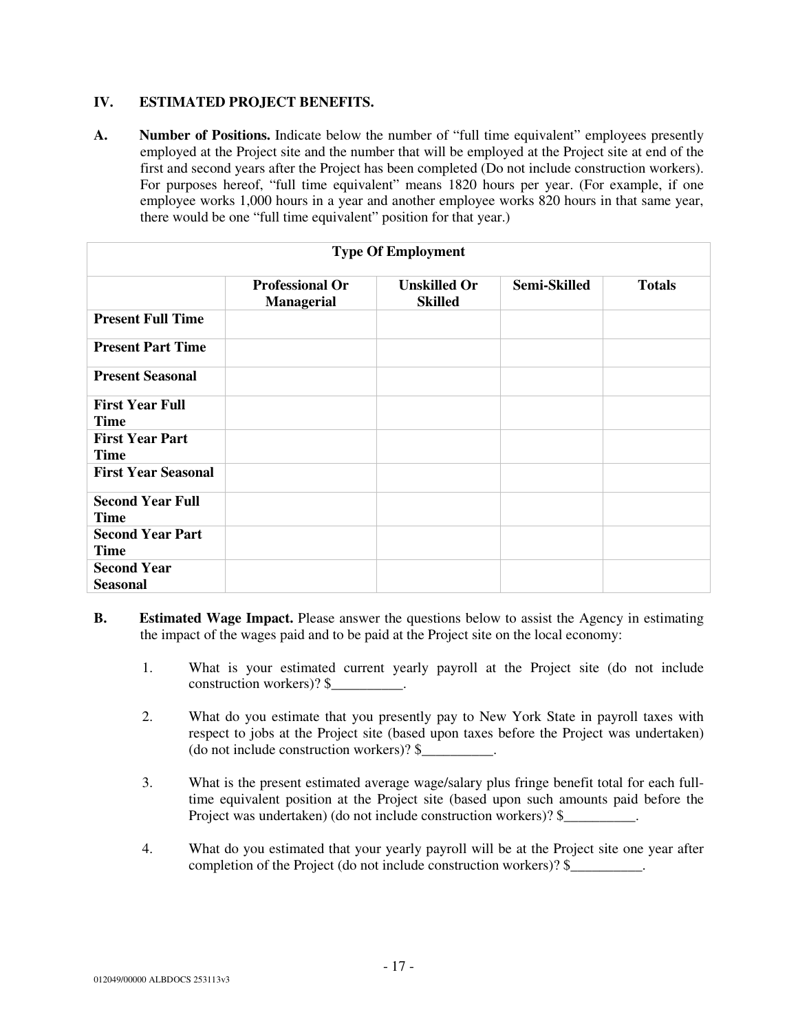## IV. ESTIMATED PROJECT BENEFITS.

**A. Number of Positions.** Indicate below the number of "full time equivalent" employees presently employed at the Project site and the number that will be employed at the Project site at end of the first and second years after the Project has been completed (Do not include construction workers). For purposes hereof, "full time equivalent" means 1820 hours per year. (For example, if one employee works 1,000 hours in a year and another employee works 820 hours in that same year, there would be one "full time equivalent" position for that year.)

| Type Of Employment | | | | |
|---|---|---|---|---|
| | **Professional Or Managerial** | **Unskilled Or Skilled** | **Semi-Skilled** | **Totals** |
| **Present Full Time** | | | | |
| **Present Part Time** | | | | |
| **Present Seasonal** | | | | |
| **First Year Full Time** | | | | |
| **First Year Part Time** | | | | |
| **First Year Seasonal** | | | | |
| **Second Year Full Time** | | | | |
| **Second Year Part Time** | | | | |
| **Second Year Seasonal** | | | | |

**B. Estimated Wage Impact.** Please answer the questions below to assist the Agency in estimating the impact of the wages paid and to be paid at the Project site on the local economy:

1. What is your estimated current yearly payroll at the Project site (do not include construction workers)? $__________.

2. What do you estimate that you presently pay to New York State in payroll taxes with respect to jobs at the Project site (based upon taxes before the Project was undertaken) (do not include construction workers)? $__________.

3. What is the present estimated average wage/salary plus fringe benefit total for each full-time equivalent position at the Project site (based upon such amounts paid before the Project was undertaken) (do not include construction workers)? $__________.

4. What do you estimated that your yearly payroll will be at the Project site one year after completion of the Project (do not include construction workers)? $__________.

012049/00000 ALBDOCS 253113v3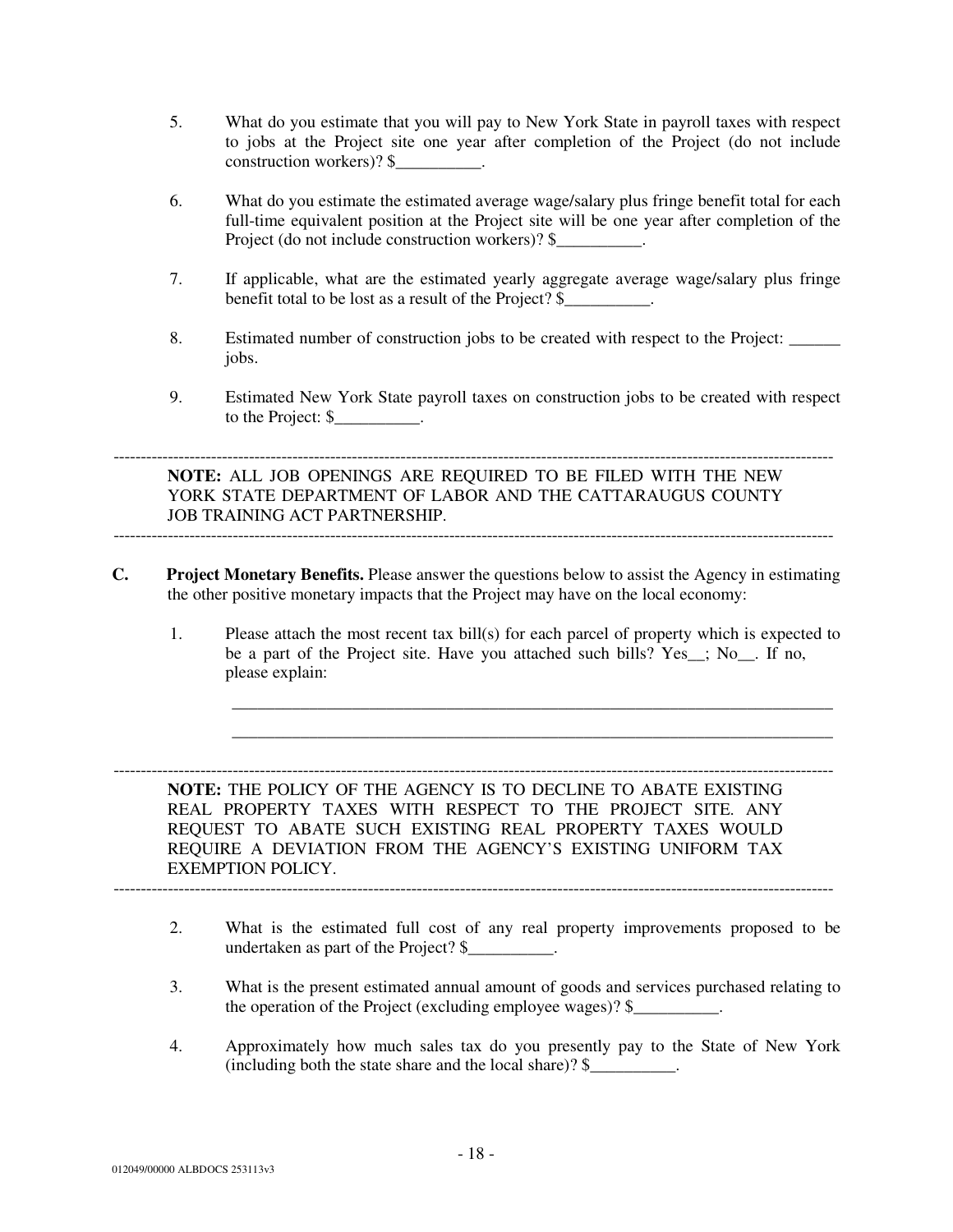5. What do you estimate that you will pay to New York State in payroll taxes with respect to jobs at the Project site one year after completion of the Project (do not include construction workers)? $__________.

6. What do you estimate the estimated average wage/salary plus fringe benefit total for each full-time equivalent position at the Project site will be one year after completion of the Project (do not include construction workers)? $__________.

7. If applicable, what are the estimated yearly aggregate average wage/salary plus fringe benefit total to be lost as a result of the Project? $__________.

8. Estimated number of construction jobs to be created with respect to the Project: ______ jobs.

9. Estimated New York State payroll taxes on construction jobs to be created with respect to the Project: $__________.

---

**NOTE:** ALL JOB OPENINGS ARE REQUIRED TO BE FILED WITH THE NEW YORK STATE DEPARTMENT OF LABOR AND THE CATTARAUGUS COUNTY JOB TRAINING ACT PARTNERSHIP.

---

**C. Project Monetary Benefits.** Please answer the questions below to assist the Agency in estimating the other positive monetary impacts that the Project may have on the local economy:

1. Please attach the most recent tax bill(s) for each parcel of property which is expected to be a part of the Project site. Have you attached such bills? Yes__; No__. If no, please explain:

   ___________________________________________________________________________

   ___________________________________________________________________________

---

**NOTE:** THE POLICY OF THE AGENCY IS TO DECLINE TO ABATE EXISTING REAL PROPERTY TAXES WITH RESPECT TO THE PROJECT SITE. ANY REQUEST TO ABATE SUCH EXISTING REAL PROPERTY TAXES WOULD REQUIRE A DEVIATION FROM THE AGENCY'S EXISTING UNIFORM TAX EXEMPTION POLICY.

---

2. What is the estimated full cost of any real property improvements proposed to be undertaken as part of the Project? $__________.

3. What is the present estimated annual amount of goods and services purchased relating to the operation of the Project (excluding employee wages)? $__________.

4. Approximately how much sales tax do you presently pay to the State of New York (including both the state share and the local share)? $__________.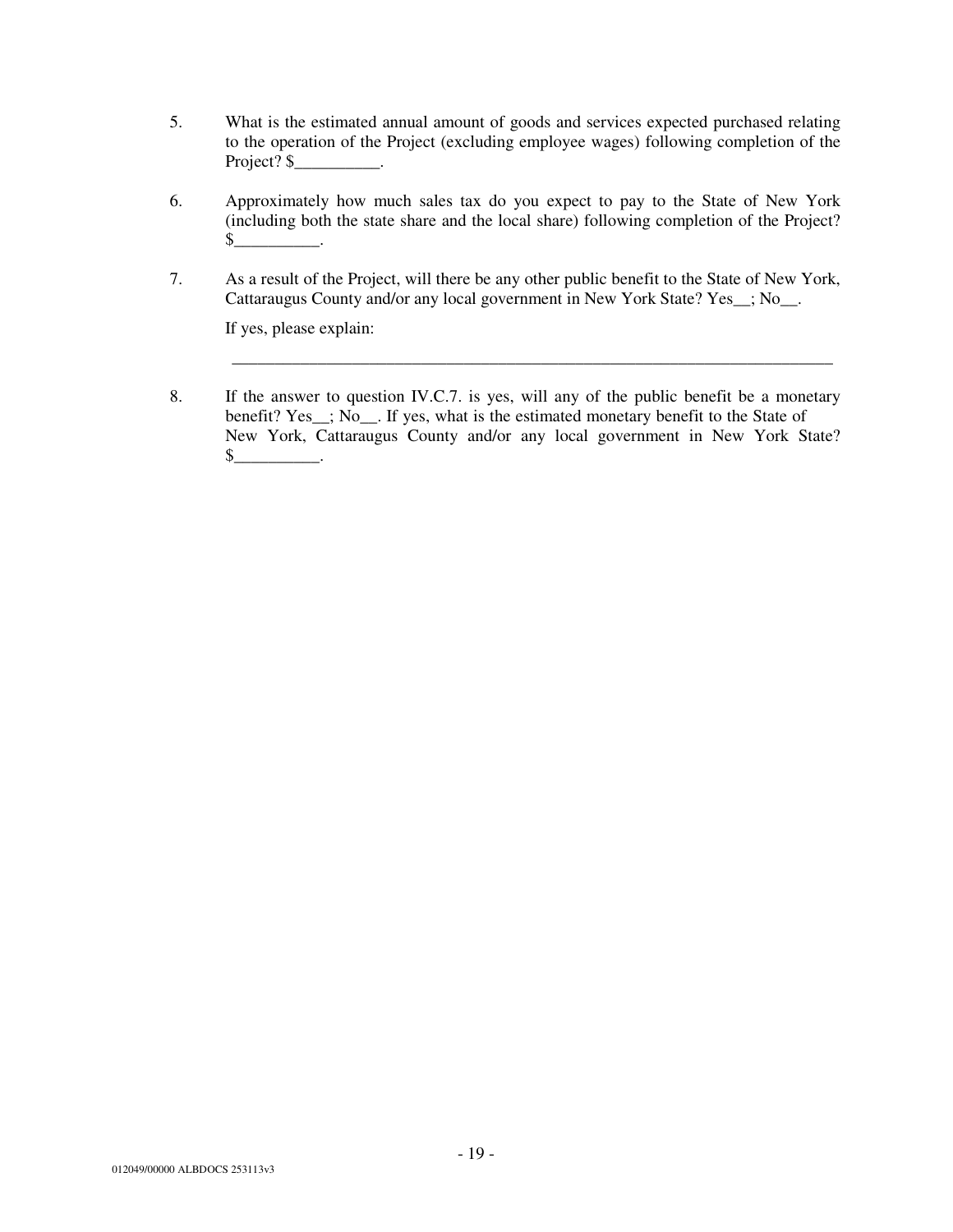5. What is the estimated annual amount of goods and services expected purchased relating to the operation of the Project (excluding employee wages) following completion of the Project? $__________.

6. Approximately how much sales tax do you expect to pay to the State of New York (including both the state share and the local share) following completion of the Project? $__________.

7. As a result of the Project, will there be any other public benefit to the State of New York, Cattaraugus County and/or any local government in New York State? Yes__; No__.

   If yes, please explain:

   ____________________________________________________________________________

8. If the answer to question IV.C.7. is yes, will any of the public benefit be a monetary benefit? Yes__; No__. If yes, what is the estimated monetary benefit to the State of New York, Cattaraugus County and/or any local government in New York State? $__________.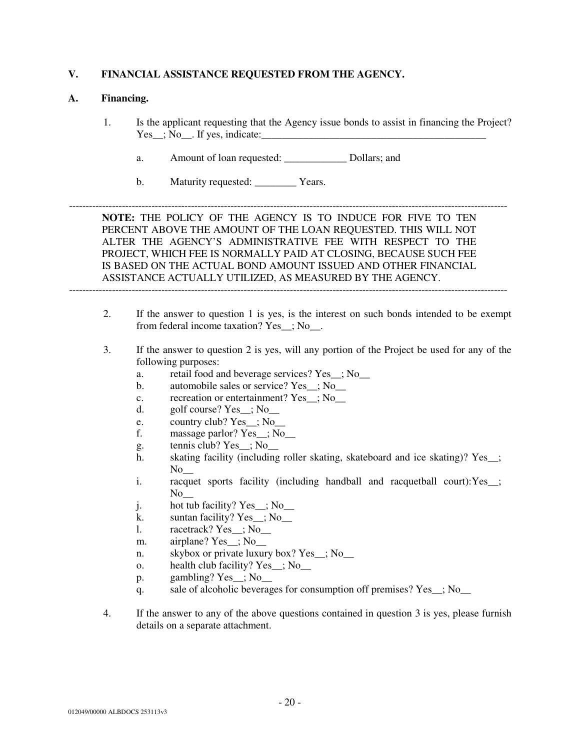## V. FINANCIAL ASSISTANCE REQUESTED FROM THE AGENCY.

### A. Financing.

1. Is the applicant requesting that the Agency issue bonds to assist in financing the Project? Yes__; No__. If yes, indicate:_____________________________________________

   a. Amount of loan requested: ____________ Dollars; and

   b. Maturity requested: ________ Years.

---

**NOTE:** THE POLICY OF THE AGENCY IS TO INDUCE FOR FIVE TO TEN PERCENT ABOVE THE AMOUNT OF THE LOAN REQUESTED. THIS WILL NOT ALTER THE AGENCY'S ADMINISTRATIVE FEE WITH RESPECT TO THE PROJECT, WHICH FEE IS NORMALLY PAID AT CLOSING, BECAUSE SUCH FEE IS BASED ON THE ACTUAL BOND AMOUNT ISSUED AND OTHER FINANCIAL ASSISTANCE ACTUALLY UTILIZED, AS MEASURED BY THE AGENCY.

---

2. If the answer to question 1 is yes, is the interest on such bonds intended to be exempt from federal income taxation? Yes__; No__.

3. If the answer to question 2 is yes, will any portion of the Project be used for any of the following purposes:
   a. retail food and beverage services? Yes__; No__
   b. automobile sales or service? Yes__; No__
   c. recreation or entertainment? Yes__; No__
   d. golf course? Yes__; No__
   e. country club? Yes__; No__
   f. massage parlor? Yes__; No__
   g. tennis club? Yes__; No__
   h. skating facility (including roller skating, skateboard and ice skating)? Yes__; No__
   i. racquet sports facility (including handball and racquetball court):Yes__; No__
   j. hot tub facility? Yes__; No__
   k. suntan facility? Yes__; No__
   l. racetrack? Yes__; No__
   m. airplane? Yes__; No__
   n. skybox or private luxury box? Yes__; No__
   o. health club facility? Yes__; No__
   p. gambling? Yes__; No__
   q. sale of alcoholic beverages for consumption off premises? Yes__; No__

4. If the answer to any of the above questions contained in question 3 is yes, please furnish details on a separate attachment.

012049/00000 ALBDOCS 253113v3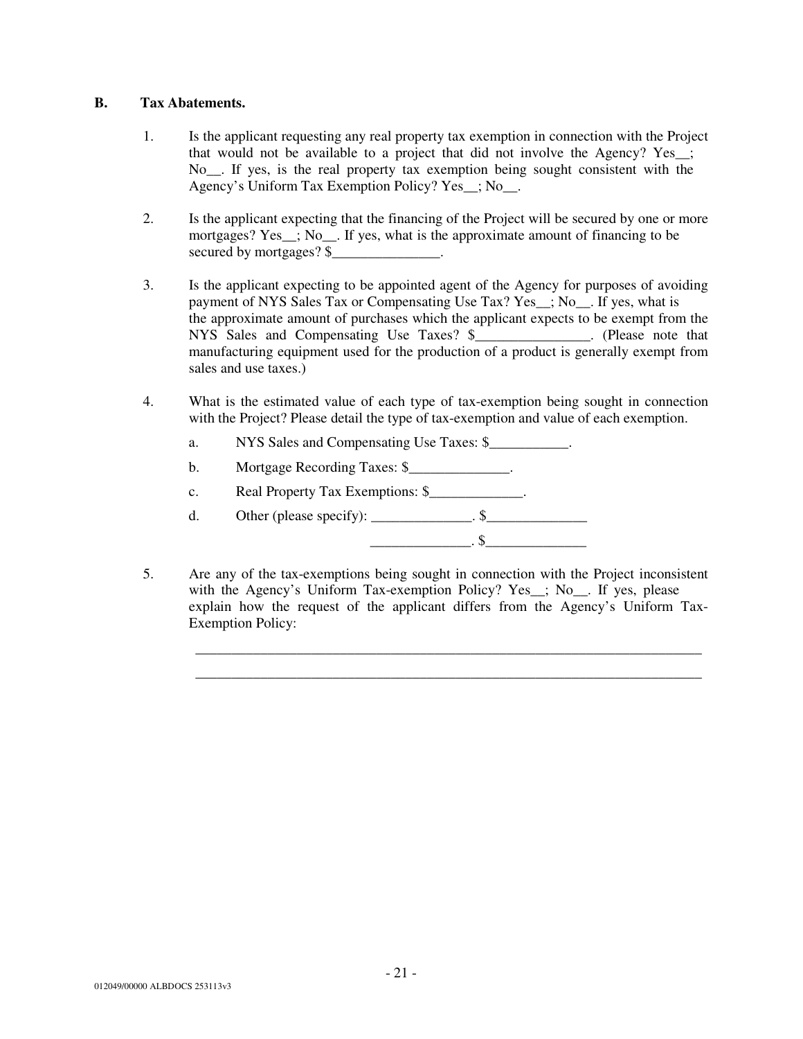**B. Tax Abatements.**

1. Is the applicant requesting any real property tax exemption in connection with the Project that would not be available to a project that did not involve the Agency? Yes__; No__. If yes, is the real property tax exemption being sought consistent with the Agency's Uniform Tax Exemption Policy? Yes__; No__.

2. Is the applicant expecting that the financing of the Project will be secured by one or more mortgages? Yes__; No__. If yes, what is the approximate amount of financing to be secured by mortgages? $_______________.

3. Is the applicant expecting to be appointed agent of the Agency for purposes of avoiding payment of NYS Sales Tax or Compensating Use Tax? Yes__; No__. If yes, what is the approximate amount of purchases which the applicant expects to be exempt from the NYS Sales and Compensating Use Taxes? $________________. (Please note that manufacturing equipment used for the production of a product is generally exempt from sales and use taxes.)

4. What is the estimated value of each type of tax-exemption being sought in connection with the Project? Please detail the type of tax-exemption and value of each exemption.

   a. NYS Sales and Compensating Use Taxes: $___________.

   b. Mortgage Recording Taxes: $______________.

   c. Real Property Tax Exemptions: $_____________.

   d. Other (please specify): ______________. $______________

      ______________. $______________

5. Are any of the tax-exemptions being sought in connection with the Project inconsistent with the Agency's Uniform Tax-exemption Policy? Yes__; No__. If yes, please explain how the request of the applicant differs from the Agency's Uniform Tax-Exemption Policy:

   ___________________________________________________________________________

   ___________________________________________________________________________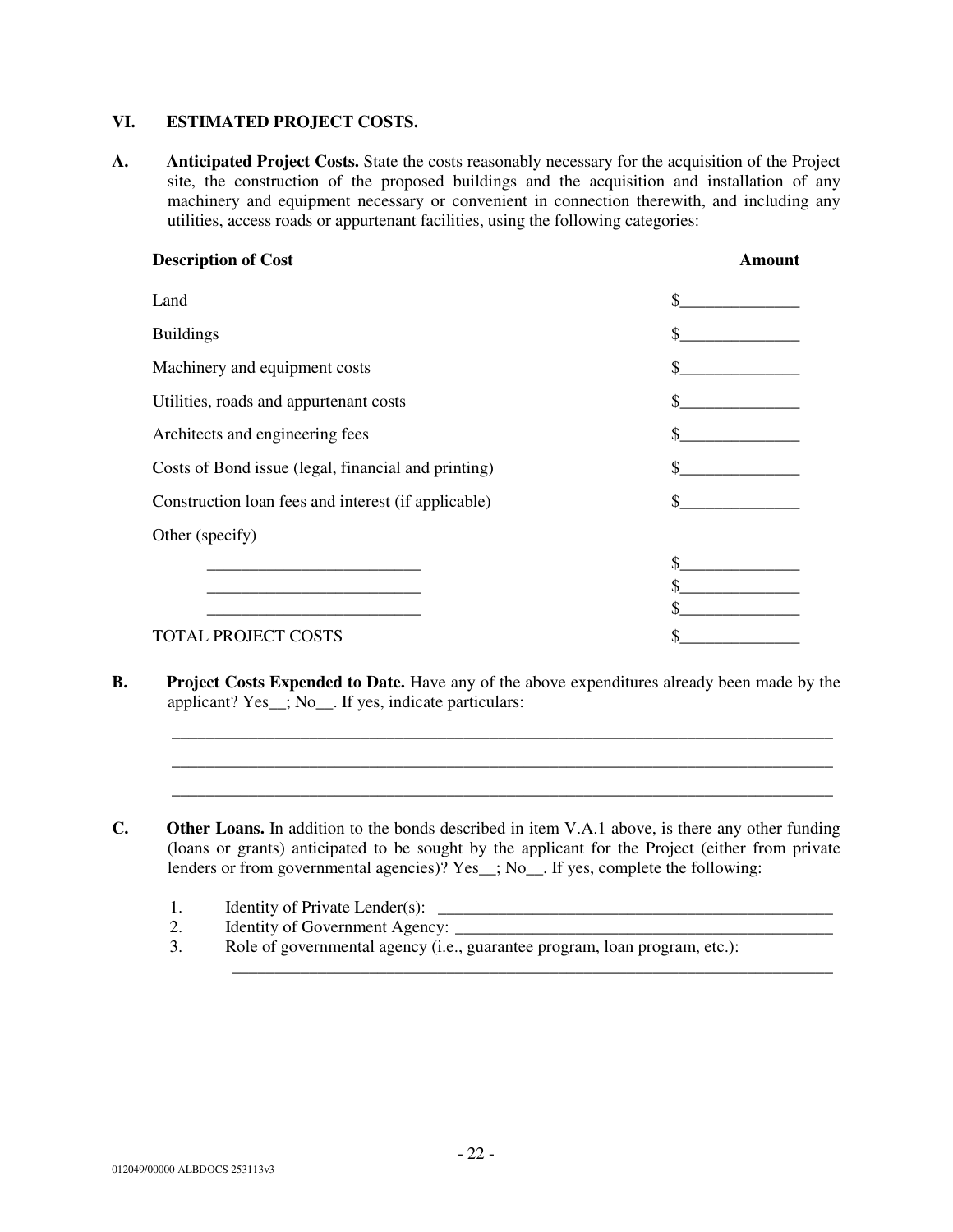## VI. ESTIMATED PROJECT COSTS.

**A. Anticipated Project Costs.** State the costs reasonably necessary for the acquisition of the Project site, the construction of the proposed buildings and the acquisition and installation of any machinery and equipment necessary or convenient in connection therewith, and including any utilities, access roads or appurtenant facilities, using the following categories:

| **Description of Cost** | **Amount** |
|---|---|
| Land | $______________ |
| Buildings | $______________ |
| Machinery and equipment costs | $______________ |
| Utilities, roads and appurtenant costs | $______________ |
| Architects and engineering fees | $______________ |
| Costs of Bond issue (legal, financial and printing) | $______________ |
| Construction loan fees and interest (if applicable) | $______________ |
| Other (specify) | |
| _________________________ | $______________ |
| _________________________ | $______________ |
| _________________________ | $______________ |
| TOTAL PROJECT COSTS | $______________ |

**B. Project Costs Expended to Date.** Have any of the above expenditures already been made by the applicant? Yes__; No__. If yes, indicate particulars:

_________________________________________________________________________________

_________________________________________________________________________________

_________________________________________________________________________________

**C. Other Loans.** In addition to the bonds described in item V.A.1 above, is there any other funding (loans or grants) anticipated to be sought by the applicant for the Project (either from private lenders or from governmental agencies)? Yes__; No__. If yes, complete the following:

1. Identity of Private Lender(s): _______________________________________________
2. Identity of Government Agency: _____________________________________________
3. Role of governmental agency (i.e., guarantee program, loan program, etc.): _________________________________________________________________________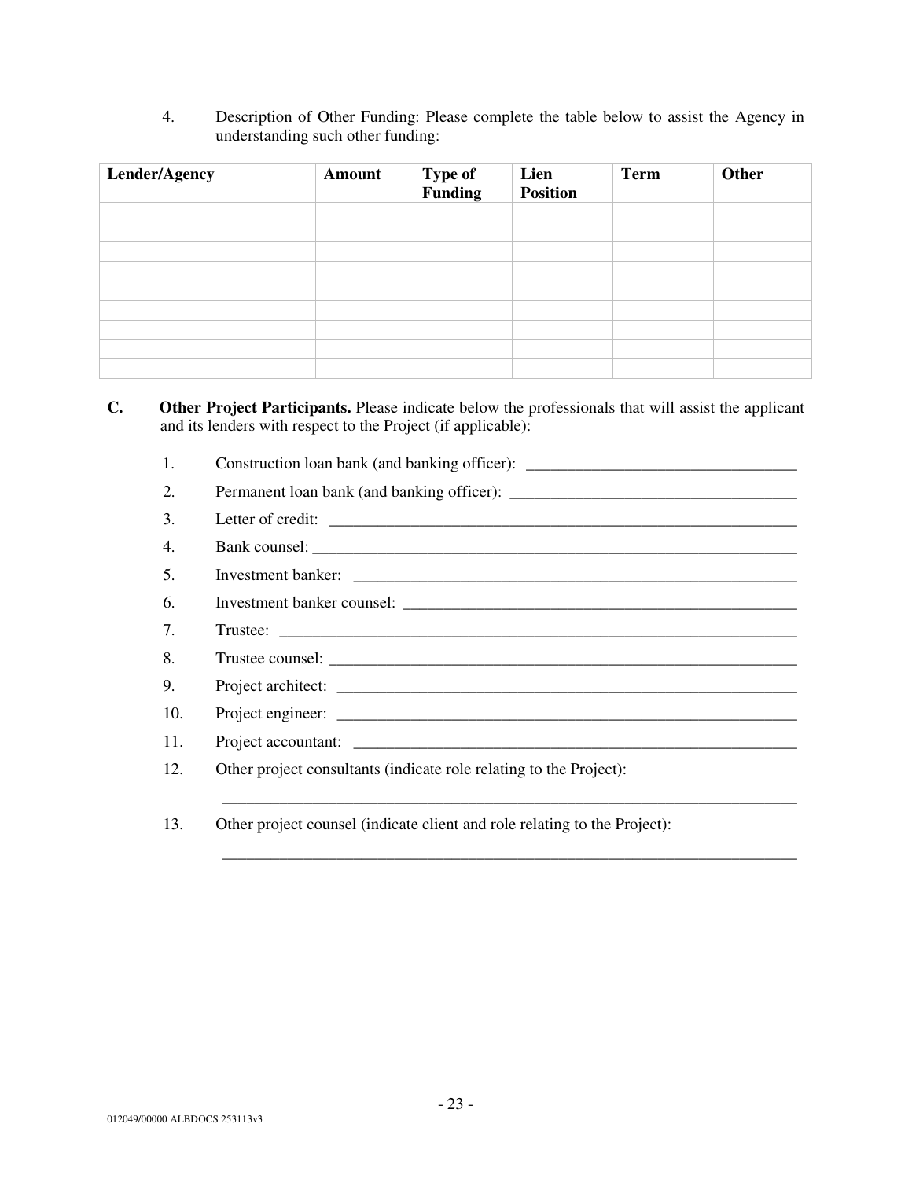4. Description of Other Funding: Please complete the table below to assist the Agency in understanding such other funding:

| Lender/Agency | Amount | Type of Funding | Lien Position | Term | Other |
|---|---|---|---|---|---|
| | | | | | |
| | | | | | |
| | | | | | |
| | | | | | |
| | | | | | |
| | | | | | |
| | | | | | |
| | | | | | |
| | | | | | |

**C. Other Project Participants.** Please indicate below the professionals that will assist the applicant and its lenders with respect to the Project (if applicable):

1. Construction loan bank (and banking officer): _________________________________
2. Permanent loan bank (and banking officer): ___________________________________
3. Letter of credit: ____________________________________________________________
4. Bank counsel: _______________________________________________________________
5. Investment banker: ___________________________________________________________
6. Investment banker counsel: ____________________________________________________
7. Trustee: ___________________________________________________________________
8. Trustee counsel: _____________________________________________________________
9. Project architect: ____________________________________________________________
10. Project engineer: ____________________________________________________________
11. Project accountant: __________________________________________________________
12. Other project consultants (indicate role relating to the Project):

    ________________________________________________________________________

13. Other project counsel (indicate client and role relating to the Project):

    ________________________________________________________________________

012049/00000 ALBDOCS 253113v3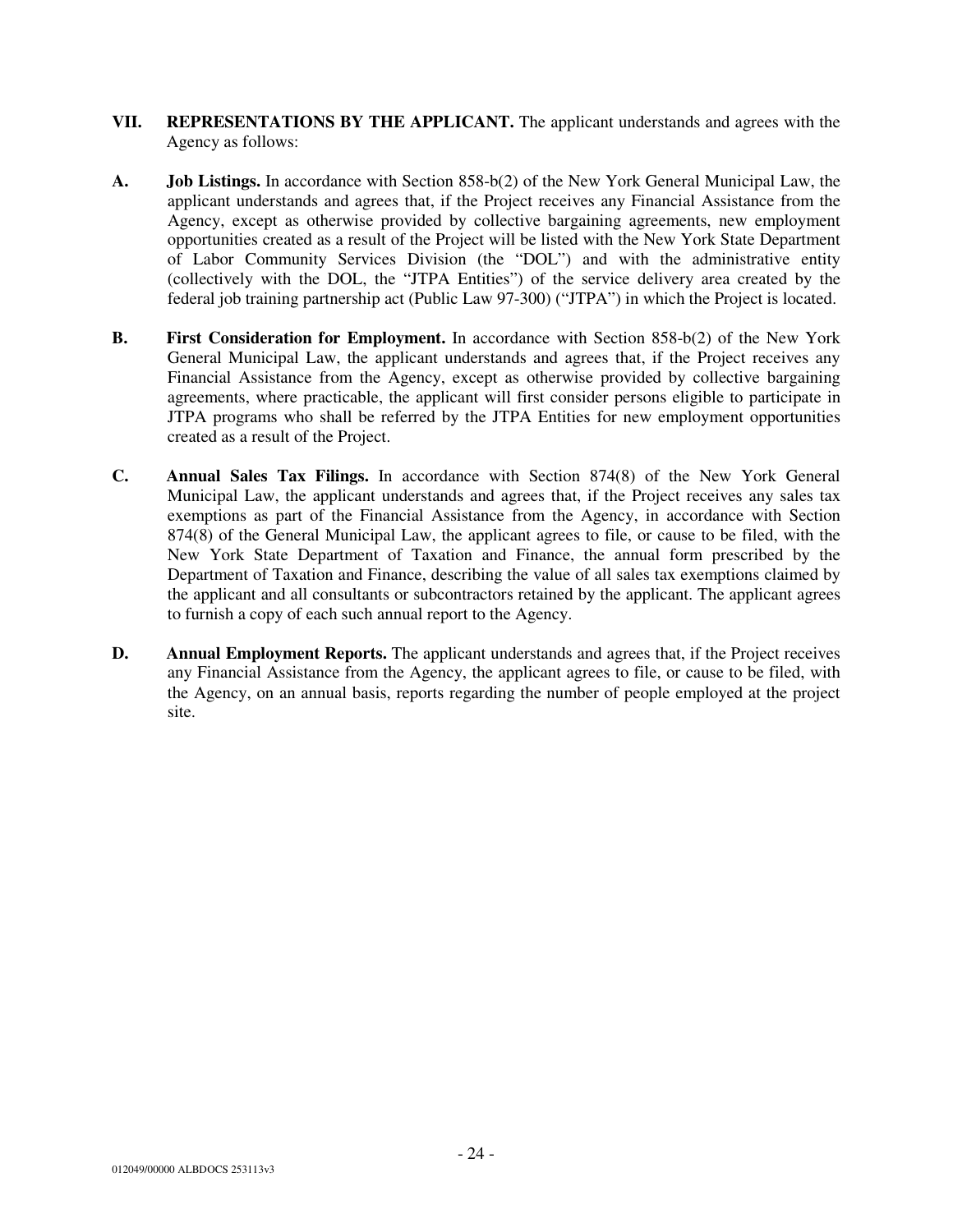**VII. REPRESENTATIONS BY THE APPLICANT.** The applicant understands and agrees with the Agency as follows:

**A. Job Listings.** In accordance with Section 858-b(2) of the New York General Municipal Law, the applicant understands and agrees that, if the Project receives any Financial Assistance from the Agency, except as otherwise provided by collective bargaining agreements, new employment opportunities created as a result of the Project will be listed with the New York State Department of Labor Community Services Division (the "DOL") and with the administrative entity (collectively with the DOL, the "JTPA Entities") of the service delivery area created by the federal job training partnership act (Public Law 97-300) ("JTPA") in which the Project is located.

**B. First Consideration for Employment.** In accordance with Section 858-b(2) of the New York General Municipal Law, the applicant understands and agrees that, if the Project receives any Financial Assistance from the Agency, except as otherwise provided by collective bargaining agreements, where practicable, the applicant will first consider persons eligible to participate in JTPA programs who shall be referred by the JTPA Entities for new employment opportunities created as a result of the Project.

**C. Annual Sales Tax Filings.** In accordance with Section 874(8) of the New York General Municipal Law, the applicant understands and agrees that, if the Project receives any sales tax exemptions as part of the Financial Assistance from the Agency, in accordance with Section 874(8) of the General Municipal Law, the applicant agrees to file, or cause to be filed, with the New York State Department of Taxation and Finance, the annual form prescribed by the Department of Taxation and Finance, describing the value of all sales tax exemptions claimed by the applicant and all consultants or subcontractors retained by the applicant. The applicant agrees to furnish a copy of each such annual report to the Agency.

**D. Annual Employment Reports.** The applicant understands and agrees that, if the Project receives any Financial Assistance from the Agency, the applicant agrees to file, or cause to be filed, with the Agency, on an annual basis, reports regarding the number of people employed at the project site.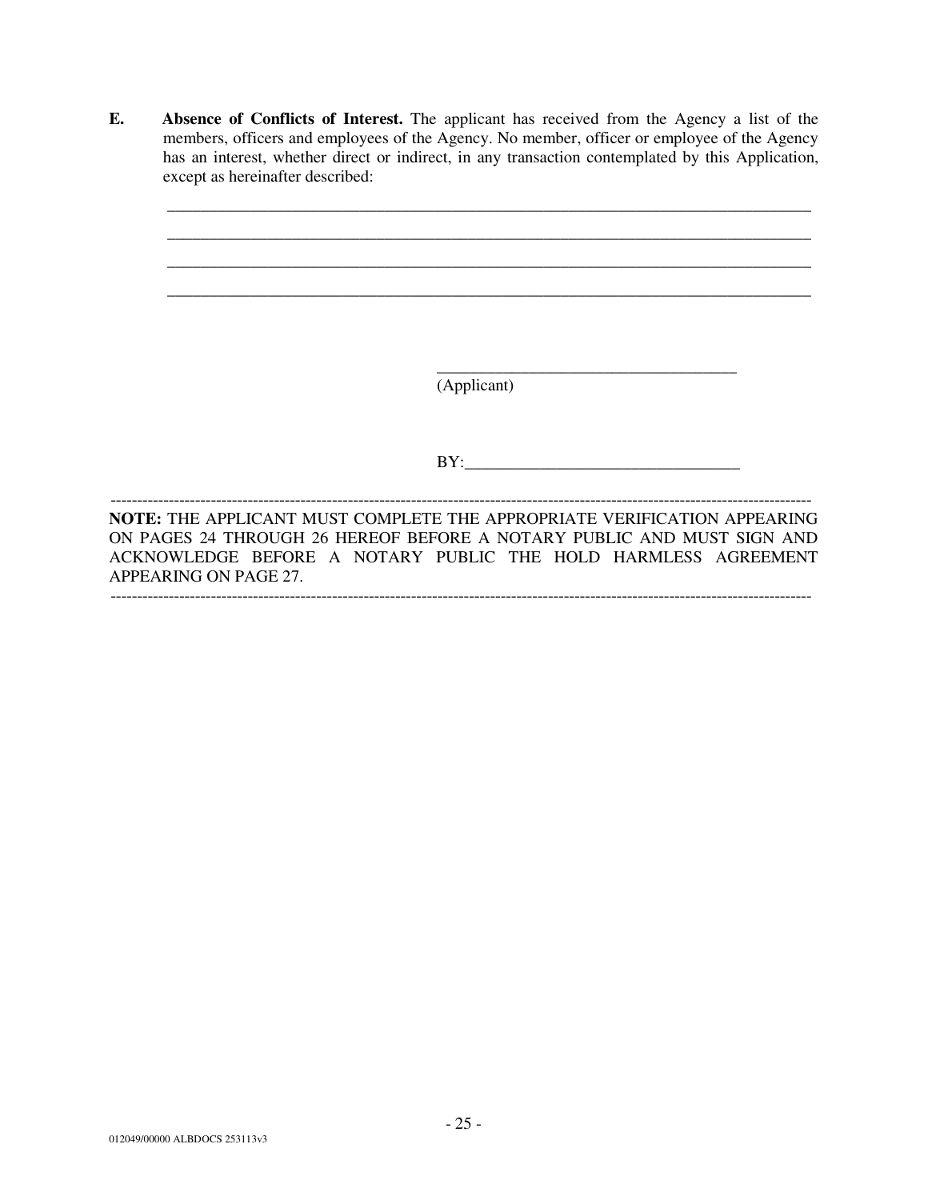**E. Absence of Conflicts of Interest.** The applicant has received from the Agency a list of the members, officers and employees of the Agency. No member, officer or employee of the Agency has an interest, whether direct or indirect, in any transaction contemplated by this Application, except as hereinafter described:

_______________________________________________________________________________

_______________________________________________________________________________

_______________________________________________________________________________

_______________________________________________________________________________

_____________________________________
(Applicant)

BY:_________________________________

---

**NOTE:** THE APPLICANT MUST COMPLETE THE APPROPRIATE VERIFICATION APPEARING ON PAGES 24 THROUGH 26 HEREOF BEFORE A NOTARY PUBLIC AND MUST SIGN AND ACKNOWLEDGE BEFORE A NOTARY PUBLIC THE HOLD HARMLESS AGREEMENT APPEARING ON PAGE 27.

---

012049/00000 ALBDOCS 253113v3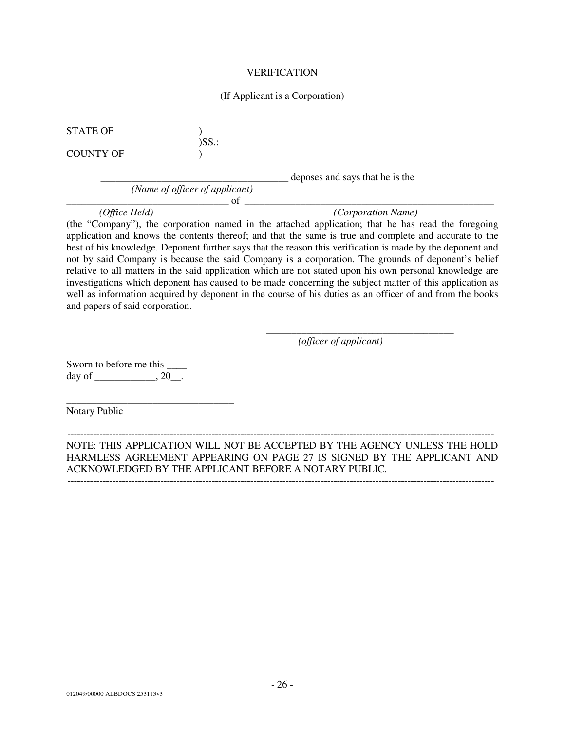VERIFICATION

(If Applicant is a Corporation)

STATE OF )
)SS.:
COUNTY OF )

_____________________________________ deposes and says that he is the
*(Name of officer of applicant)*
________________________________ of ____________________________________________________
*(Office Held)* *(Corporation Name)*
(the "Company"), the corporation named in the attached application; that he has read the foregoing application and knows the contents thereof; and that the same is true and complete and accurate to the best of his knowledge. Deponent further says that the reason this verification is made by the deponent and not by said Company is because the said Company is a corporation. The grounds of deponent's belief relative to all matters in the said application which are not stated upon his own personal knowledge are investigations which deponent has caused to be made concerning the subject matter of this application as well as information acquired by deponent in the course of his duties as an officer of and from the books and papers of said corporation.

______________________________________
*(officer of applicant)*

Sworn to before me this ____
day of ____________, 20__.

_________________________________
Notary Public

---

NOTE: THIS APPLICATION WILL NOT BE ACCEPTED BY THE AGENCY UNLESS THE HOLD HARMLESS AGREEMENT APPEARING ON PAGE 27 IS SIGNED BY THE APPLICANT AND ACKNOWLEDGED BY THE APPLICANT BEFORE A NOTARY PUBLIC.

---

012049/00000 ALBDOCS 253113v3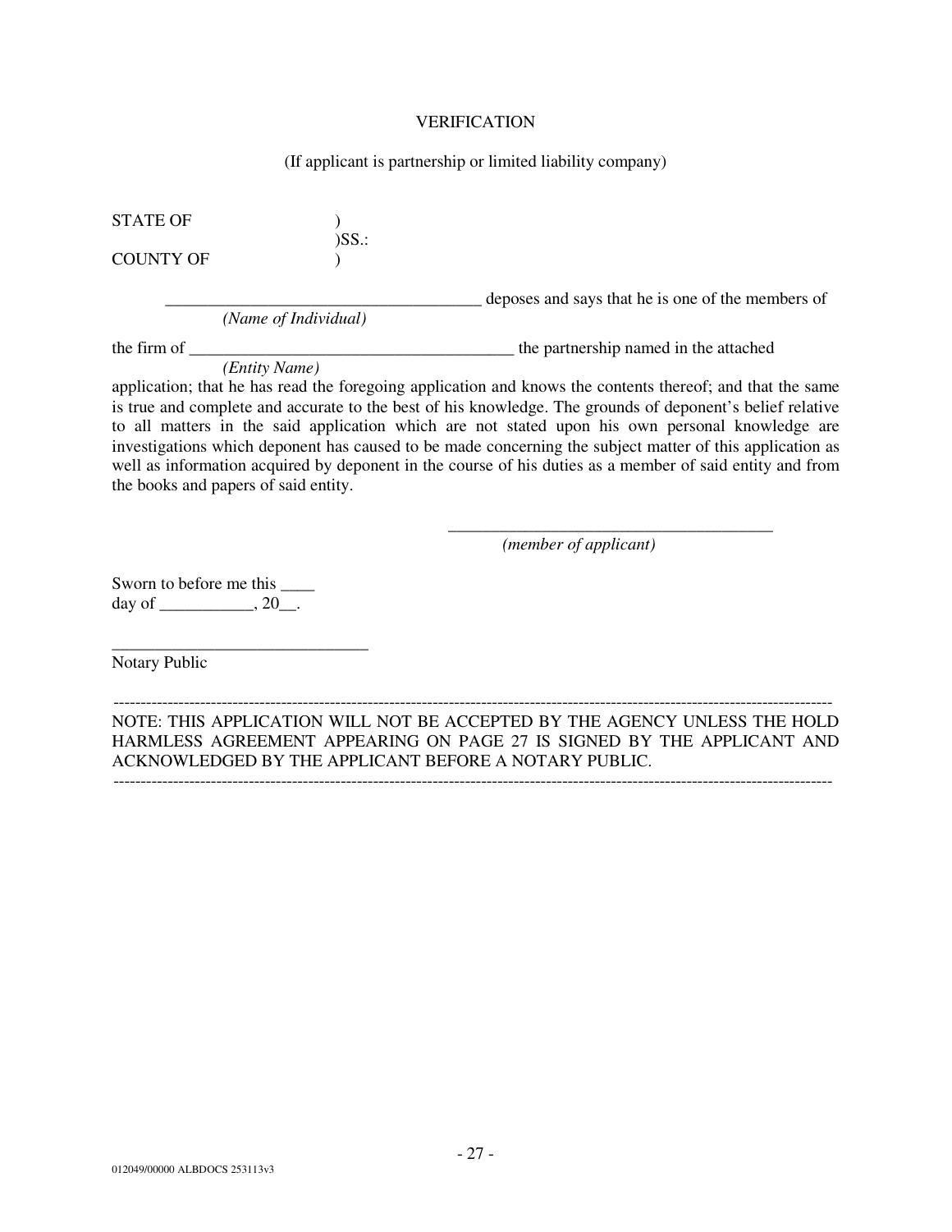VERIFICATION

(If applicant is partnership or limited liability company)

STATE OF )
)SS.:
COUNTY OF )

_____________________________________ deposes and says that he is one of the members of
*(Name of Individual)*

the firm of _______________________________________ the partnership named in the attached
*(Entity Name)*
application; that he has read the foregoing application and knows the contents thereof; and that the same is true and complete and accurate to the best of his knowledge. The grounds of deponent's belief relative to all matters in the said application which are not stated upon his own personal knowledge are investigations which deponent has caused to be made concerning the subject matter of this application as well as information acquired by deponent in the course of his duties as a member of said entity and from the books and papers of said entity.

_______________________________________
*(member of applicant)*

Sworn to before me this ____
day of ___________, 20__.

______________________________
Notary Public

---

NOTE: THIS APPLICATION WILL NOT BE ACCEPTED BY THE AGENCY UNLESS THE HOLD HARMLESS AGREEMENT APPEARING ON PAGE 27 IS SIGNED BY THE APPLICANT AND ACKNOWLEDGED BY THE APPLICANT BEFORE A NOTARY PUBLIC.

---

012049/00000 ALBDOCS 253113v3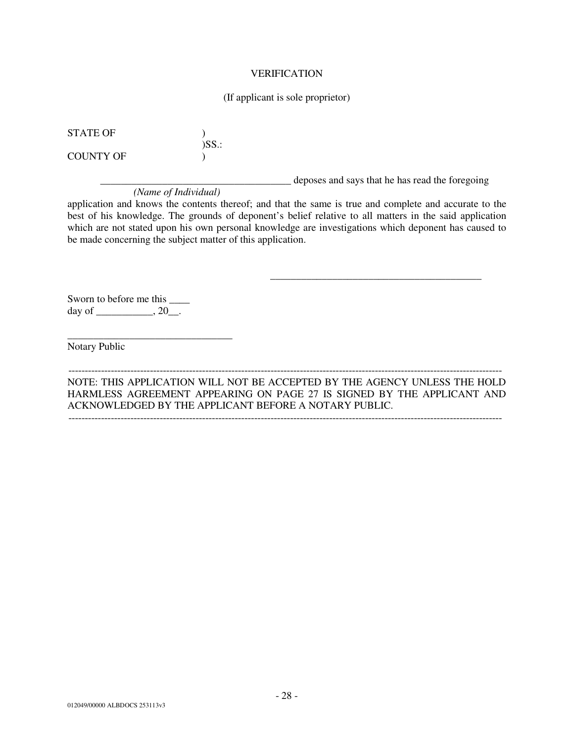VERIFICATION

(If applicant is sole proprietor)

STATE OF )
)SS.:
COUNTY OF )

_____________________________________ deposes and says that he has read the foregoing
*(Name of Individual)*
application and knows the contents thereof; and that the same is true and complete and accurate to the best of his knowledge. The grounds of deponent's belief relative to all matters in the said application which are not stated upon his own personal knowledge are investigations which deponent has caused to be made concerning the subject matter of this application.

_________________________________________

Sworn to before me this ____
day of ___________, 20__.

_______________________________
Notary Public

---

NOTE: THIS APPLICATION WILL NOT BE ACCEPTED BY THE AGENCY UNLESS THE HOLD HARMLESS AGREEMENT APPEARING ON PAGE 27 IS SIGNED BY THE APPLICANT AND ACKNOWLEDGED BY THE APPLICANT BEFORE A NOTARY PUBLIC.

---

012049/00000 ALBDOCS 253113v3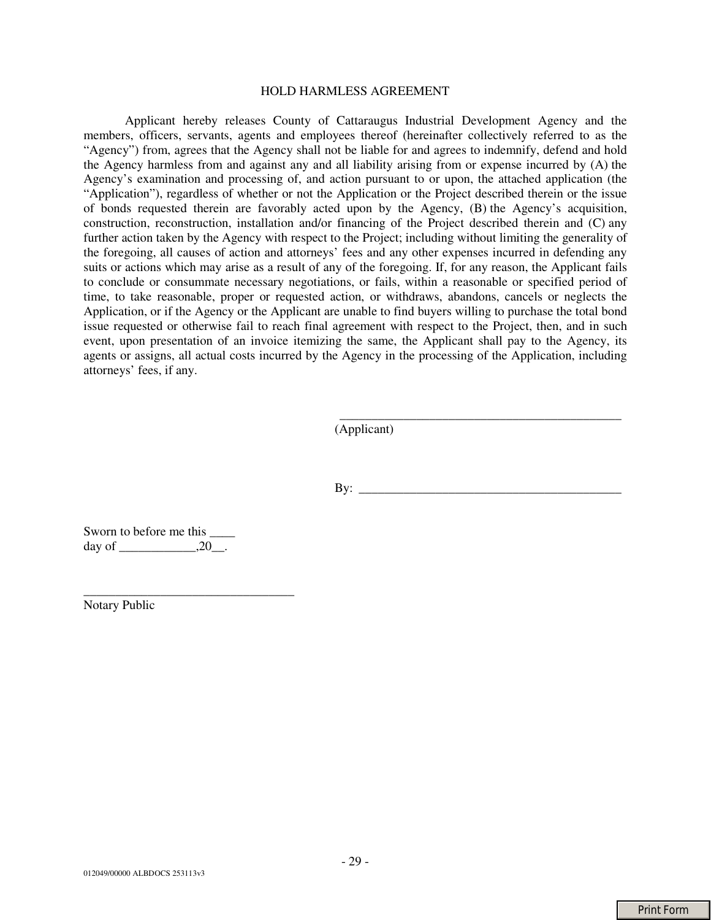# HOLD HARMLESS AGREEMENT

Applicant hereby releases County of Cattaraugus Industrial Development Agency and the members, officers, servants, agents and employees thereof (hereinafter collectively referred to as the "Agency") from, agrees that the Agency shall not be liable for and agrees to indemnify, defend and hold the Agency harmless from and against any and all liability arising from or expense incurred by (A) the Agency's examination and processing of, and action pursuant to or upon, the attached application (the "Application"), regardless of whether or not the Application or the Project described therein or the issue of bonds requested therein are favorably acted upon by the Agency, (B) the Agency's acquisition, construction, reconstruction, installation and/or financing of the Project described therein and (C) any further action taken by the Agency with respect to the Project; including without limiting the generality of the foregoing, all causes of action and attorneys' fees and any other expenses incurred in defending any suits or actions which may arise as a result of any of the foregoing. If, for any reason, the Applicant fails to conclude or consummate necessary negotiations, or fails, within a reasonable or specified period of time, to take reasonable, proper or requested action, or withdraws, abandons, cancels or neglects the Application, or if the Agency or the Applicant are unable to find buyers willing to purchase the total bond issue requested or otherwise fail to reach final agreement with respect to the Project, then, and in such event, upon presentation of an invoice itemizing the same, the Applicant shall pay to the Agency, its agents or assigns, all actual costs incurred by the Agency in the processing of the Application, including attorneys' fees, if any.

\_\_\_\_\_\_\_\_\_\_\_\_\_\_\_\_\_\_\_\_\_\_\_\_\_\_\_\_\_\_\_\_\_\_\_\_\_\_\_\_\_\_\_\_
(Applicant)

By: \_\_\_\_\_\_\_\_\_\_\_\_\_\_\_\_\_\_\_\_\_\_\_\_\_\_\_\_\_\_\_\_\_\_\_\_\_\_\_\_\_

Sworn to before me this \_\_\_\_
day of \_\_\_\_\_\_\_\_\_\_\_\_,20\_\_.

\_\_\_\_\_\_\_\_\_\_\_\_\_\_\_\_\_\_\_\_\_\_\_\_\_\_\_\_\_\_\_\_\_
Notary Public

012049/00000 ALBDOCS 253113v3

Print Form